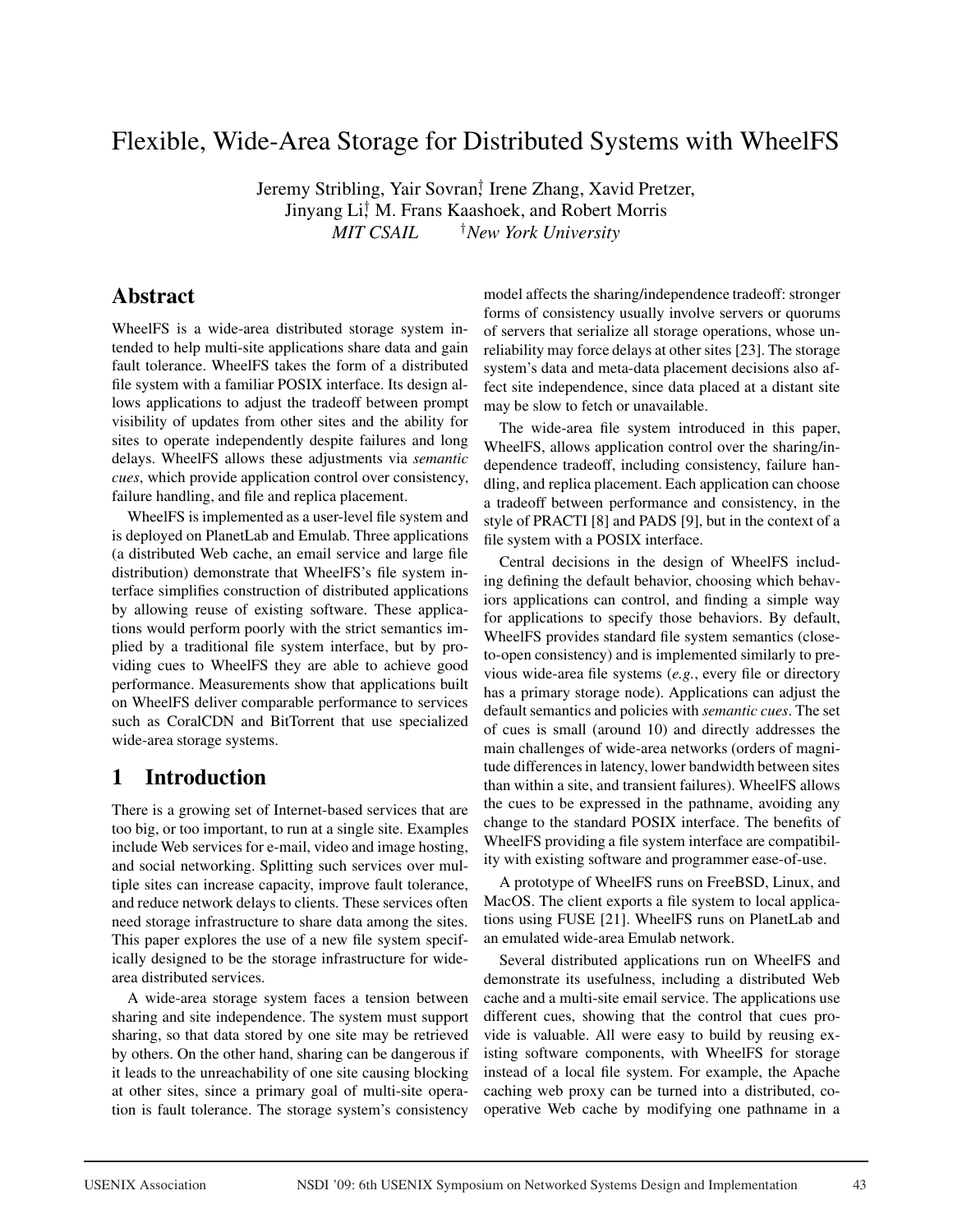# Flexible, Wide-Area Storage for Distributed Systems with WheelFS

Jeremy Stribling, Yair Sovran[†], Irene Zhang, Xavid Pretzer, Jinyang Li[†], M. Frans Kaashoek, and Robert Morris

*MIT CSAIL* [†]*New York University*

## Abstract

WheelFS is a wide-area distributed storage system intended to help multi-site applications share data and gain fault tolerance. WheelFS takes the form of a distributed file system with a familiar POSIX interface. Its design allows applications to adjust the tradeoff between prompt visibility of updates from other sites and the ability for sites to operate independently despite failures and long delays. WheelFS allows these adjustments via *semantic cues*, which provide application control over consistency, failure handling, and file and replica placement.

WheelFS is implemented as a user-level file system and is deployed on PlanetLab and Emulab. Three applications (a distributed Web cache, an email service and large file distribution) demonstrate that WheelFS's file system interface simplifies construction of distributed applications by allowing reuse of existing software. These applications would perform poorly with the strict semantics implied by a traditional file system interface, but by providing cues to WheelFS they are able to achieve good performance. Measurements show that applications built on WheelFS deliver comparable performance to services such as CoralCDN and BitTorrent that use specialized wide-area storage systems.

## 1 Introduction

There is a growing set of Internet-based services that are too big, or too important, to run at a single site. Examples include Web services for e-mail, video and image hosting, and social networking. Splitting such services over multiple sites can increase capacity, improve fault tolerance, and reduce network delays to clients. These services often need storage infrastructure to share data among the sites. This paper explores the use of a new file system specifically designed to be the storage infrastructure for wide-area distributed services.

A wide-area storage system faces a tension between sharing and site independence. The system must support sharing, so that data stored by one site may be retrieved by others. On the other hand, sharing can be dangerous if it leads to the unreachability of one site causing blocking at other sites, since a primary goal of multi-site operation is fault tolerance. The storage system's consistency model affects the sharing/independence tradeoff: stronger forms of consistency usually involve servers or quorums of servers that serialize all storage operations, whose unreliability may force delays at other sites [23]. The storage system's data and meta-data placement decisions also affect site independence, since data placed at a distant site may be slow to fetch or unavailable.

The wide-area file system introduced in this paper, WheelFS, allows application control over the sharing/independence tradeoff, including consistency, failure handling, and replica placement. Each application can choose a tradeoff between performance and consistency, in the style of PRACTI [8] and PADS [9], but in the context of a file system with a POSIX interface.

Central decisions in the design of WheelFS including defining the default behavior, choosing which behaviors applications can control, and finding a simple way for applications to specify those behaviors. By default, WheelFS provides standard file system semantics (close-to-open consistency) and is implemented similarly to previous wide-area file systems (*e.g.*, every file or directory has a primary storage node). Applications can adjust the default semantics and policies with *semantic cues*. The set of cues is small (around 10) and directly addresses the main challenges of wide-area networks (orders of magnitude differences in latency, lower bandwidth between sites than within a site, and transient failures). WheelFS allows the cues to be expressed in the pathname, avoiding any change to the standard POSIX interface. The benefits of WheelFS providing a file system interface are compatibility with existing software and programmer ease-of-use.

A prototype of WheelFS runs on FreeBSD, Linux, and MacOS. The client exports a file system to local applications using FUSE [21]. WheelFS runs on PlanetLab and an emulated wide-area Emulab network.

Several distributed applications run on WheelFS and demonstrate its usefulness, including a distributed Web cache and a multi-site email service. The applications use different cues, showing that the control that cues provide is valuable. All were easy to build by reusing existing software components, with WheelFS for storage instead of a local file system. For example, the Apache caching web proxy can be turned into a distributed, cooperative Web cache by modifying one pathname in a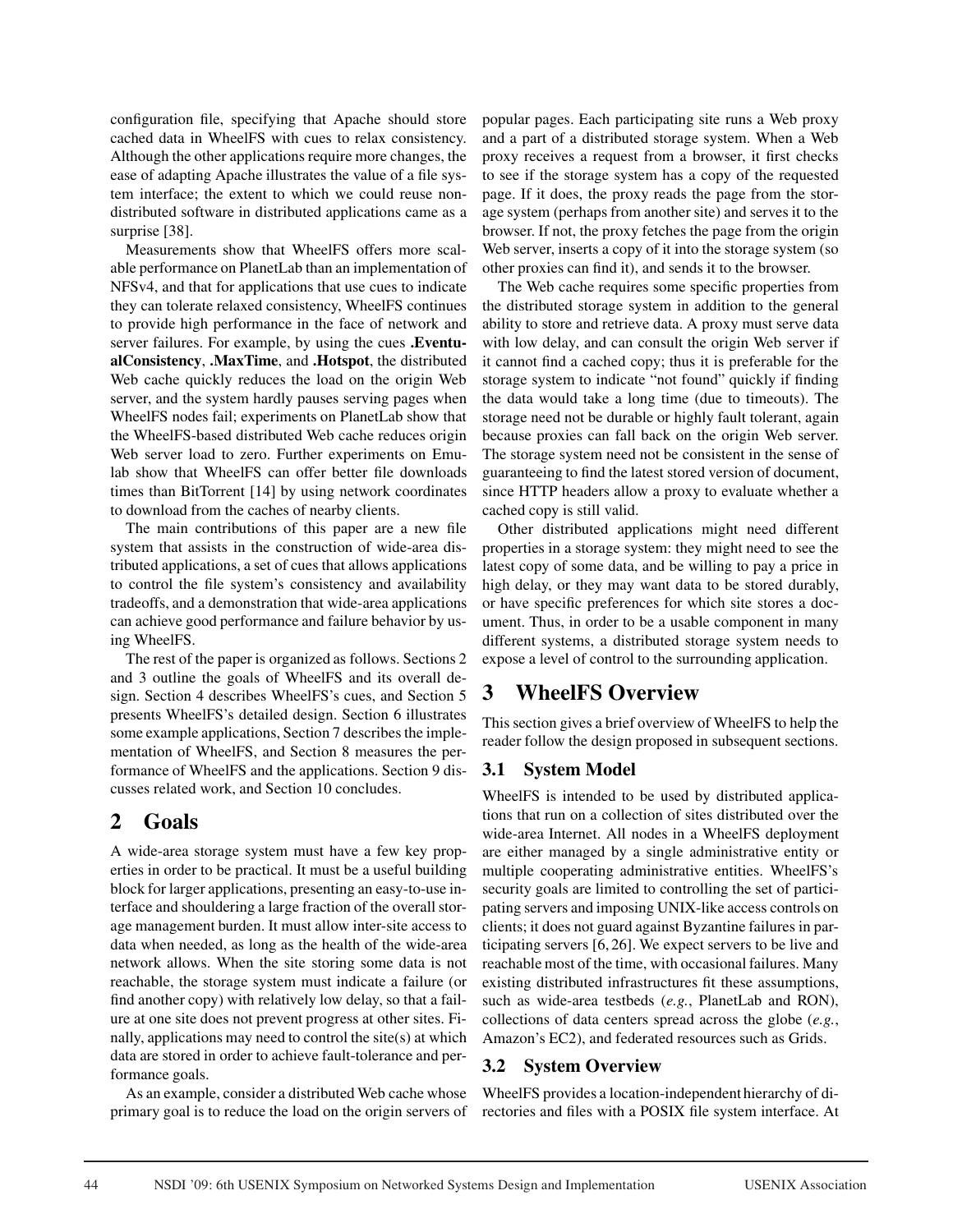configuration file, specifying that Apache should store cached data in WheelFS with cues to relax consistency. Although the other applications require more changes, the ease of adapting Apache illustrates the value of a file system interface; the extent to which we could reuse non-distributed software in distributed applications came as a surprise [38].

Measurements show that WheelFS offers more scalable performance on PlanetLab than an implementation of NFSv4, and that for applications that use cues to indicate they can tolerate relaxed consistency, WheelFS continues to provide high performance in the face of network and server failures. For example, by using the cues **.EventualConsistency**, **.MaxTime**, and **.Hotspot**, the distributed Web cache quickly reduces the load on the origin Web server, and the system hardly pauses serving pages when WheelFS nodes fail; experiments on PlanetLab show that the WheelFS-based distributed Web cache reduces origin Web server load to zero. Further experiments on Emulab show that WheelFS can offer better file downloads times than BitTorrent [14] by using network coordinates to download from the caches of nearby clients.

The main contributions of this paper are a new file system that assists in the construction of wide-area distributed applications, a set of cues that allows applications to control the file system's consistency and availability tradeoffs, and a demonstration that wide-area applications can achieve good performance and failure behavior by using WheelFS.

The rest of the paper is organized as follows. Sections 2 and 3 outline the goals of WheelFS and its overall design. Section 4 describes WheelFS's cues, and Section 5 presents WheelFS's detailed design. Section 6 illustrates some example applications, Section 7 describes the implementation of WheelFS, and Section 8 measures the performance of WheelFS and the applications. Section 9 discusses related work, and Section 10 concludes.

# 2 Goals

A wide-area storage system must have a few key properties in order to be practical. It must be a useful building block for larger applications, presenting an easy-to-use interface and shouldering a large fraction of the overall storage management burden. It must allow inter-site access to data when needed, as long as the health of the wide-area network allows. When the site storing some data is not reachable, the storage system must indicate a failure (or find another copy) with relatively low delay, so that a failure at one site does not prevent progress at other sites. Finally, applications may need to control the site(s) at which data are stored in order to achieve fault-tolerance and performance goals.

As an example, consider a distributed Web cache whose primary goal is to reduce the load on the origin servers of popular pages. Each participating site runs a Web proxy and a part of a distributed storage system. When a Web proxy receives a request from a browser, it first checks to see if the storage system has a copy of the requested page. If it does, the proxy reads the page from the storage system (perhaps from another site) and serves it to the browser. If not, the proxy fetches the page from the origin Web server, inserts a copy of it into the storage system (so other proxies can find it), and sends it to the browser.

The Web cache requires some specific properties from the distributed storage system in addition to the general ability to store and retrieve data. A proxy must serve data with low delay, and can consult the origin Web server if it cannot find a cached copy; thus it is preferable for the storage system to indicate "not found" quickly if finding the data would take a long time (due to timeouts). The storage need not be durable or highly fault tolerant, again because proxies can fall back on the origin Web server. The storage system need not be consistent in the sense of guaranteeing to find the latest stored version of document, since HTTP headers allow a proxy to evaluate whether a cached copy is still valid.

Other distributed applications might need different properties in a storage system: they might need to see the latest copy of some data, and be willing to pay a price in high delay, or they may want data to be stored durably, or have specific preferences for which site stores a document. Thus, in order to be a usable component in many different systems, a distributed storage system needs to expose a level of control to the surrounding application.

# 3 WheelFS Overview

This section gives a brief overview of WheelFS to help the reader follow the design proposed in subsequent sections.

## 3.1 System Model

WheelFS is intended to be used by distributed applications that run on a collection of sites distributed over the wide-area Internet. All nodes in a WheelFS deployment are either managed by a single administrative entity or multiple cooperating administrative entities. WheelFS's security goals are limited to controlling the set of participating servers and imposing UNIX-like access controls on clients; it does not guard against Byzantine failures in participating servers [6, 26]. We expect servers to be live and reachable most of the time, with occasional failures. Many existing distributed infrastructures fit these assumptions, such as wide-area testbeds (*e.g.*, PlanetLab and RON), collections of data centers spread across the globe (*e.g.*, Amazon's EC2), and federated resources such as Grids.

## 3.2 System Overview

WheelFS provides a location-independent hierarchy of directories and files with a POSIX file system interface. At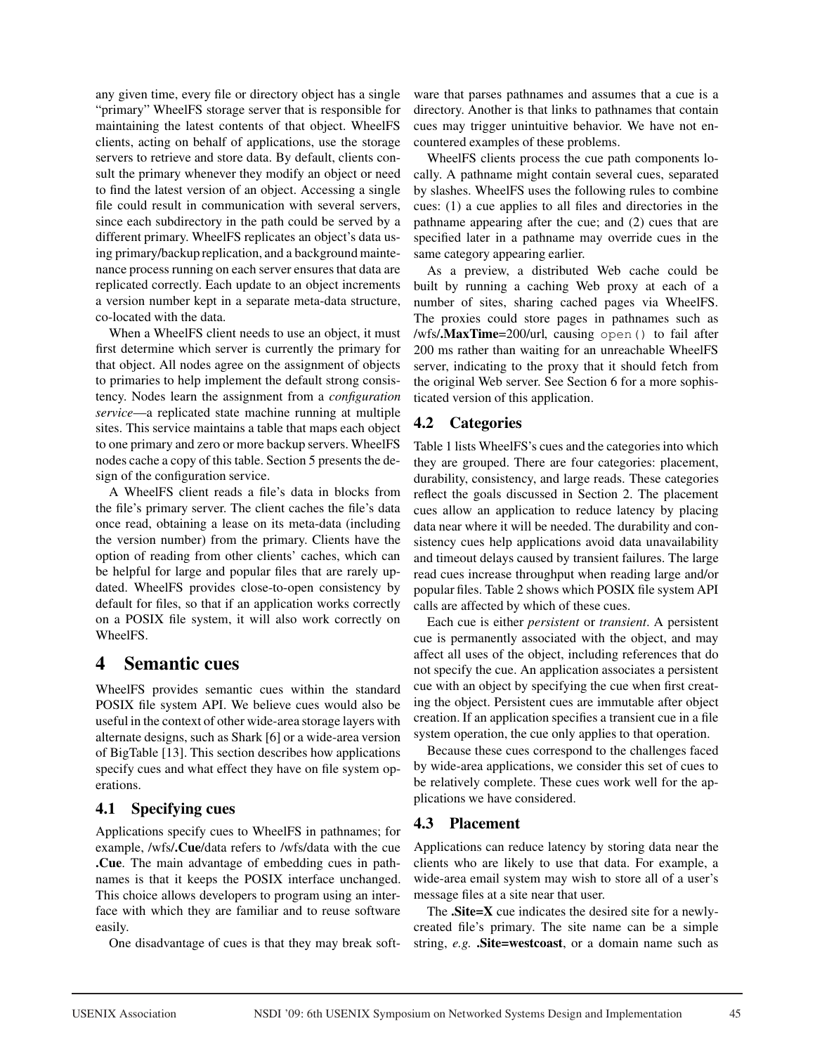any given time, every file or directory object has a single "primary" WheelFS storage server that is responsible for maintaining the latest contents of that object. WheelFS clients, acting on behalf of applications, use the storage servers to retrieve and store data. By default, clients consult the primary whenever they modify an object or need to find the latest version of an object. Accessing a single file could result in communication with several servers, since each subdirectory in the path could be served by a different primary. WheelFS replicates an object's data using primary/backup replication, and a background maintenance process running on each server ensures that data are replicated correctly. Each update to an object increments a version number kept in a separate meta-data structure, co-located with the data.

When a WheelFS client needs to use an object, it must first determine which server is currently the primary for that object. All nodes agree on the assignment of objects to primaries to help implement the default strong consistency. Nodes learn the assignment from a *configuration service*—a replicated state machine running at multiple sites. This service maintains a table that maps each object to one primary and zero or more backup servers. WheelFS nodes cache a copy of this table. Section 5 presents the design of the configuration service.

A WheelFS client reads a file's data in blocks from the file's primary server. The client caches the file's data once read, obtaining a lease on its meta-data (including the version number) from the primary. Clients have the option of reading from other clients' caches, which can be helpful for large and popular files that are rarely updated. WheelFS provides close-to-open consistency by default for files, so that if an application works correctly on a POSIX file system, it will also work correctly on WheelFS.

# 4 Semantic cues

WheelFS provides semantic cues within the standard POSIX file system API. We believe cues would also be useful in the context of other wide-area storage layers with alternate designs, such as Shark [6] or a wide-area version of BigTable [13]. This section describes how applications specify cues and what effect they have on file system operations.

## 4.1 Specifying cues

Applications specify cues to WheelFS in pathnames; for example, /wfs/**.Cue**/data refers to /wfs/data with the cue **.Cue**. The main advantage of embedding cues in pathnames is that it keeps the POSIX interface unchanged. This choice allows developers to program using an interface with which they are familiar and to reuse software easily.

One disadvantage of cues is that they may break software that parses pathnames and assumes that a cue is a directory. Another is that links to pathnames that contain cues may trigger unintuitive behavior. We have not encountered examples of these problems.

WheelFS clients process the cue path components locally. A pathname might contain several cues, separated by slashes. WheelFS uses the following rules to combine cues: (1) a cue applies to all files and directories in the pathname appearing after the cue; and (2) cues that are specified later in a pathname may override cues in the same category appearing earlier.

As a preview, a distributed Web cache could be built by running a caching Web proxy at each of a number of sites, sharing cached pages via WheelFS. The proxies could store pages in pathnames such as /wfs/**.MaxTime**=200/url, causing `open()` to fail after 200 ms rather than waiting for an unreachable WheelFS server, indicating to the proxy that it should fetch from the original Web server. See Section 6 for a more sophisticated version of this application.

## 4.2 Categories

Table 1 lists WheelFS's cues and the categories into which they are grouped. There are four categories: placement, durability, consistency, and large reads. These categories reflect the goals discussed in Section 2. The placement cues allow an application to reduce latency by placing data near where it will be needed. The durability and consistency cues help applications avoid data unavailability and timeout delays caused by transient failures. The large read cues increase throughput when reading large and/or popular files. Table 2 shows which POSIX file system API calls are affected by which of these cues.

Each cue is either *persistent* or *transient*. A persistent cue is permanently associated with the object, and may affect all uses of the object, including references that do not specify the cue. An application associates a persistent cue with an object by specifying the cue when first creating the object. Persistent cues are immutable after object creation. If an application specifies a transient cue in a file system operation, the cue only applies to that operation.

Because these cues correspond to the challenges faced by wide-area applications, we consider this set of cues to be relatively complete. These cues work well for the applications we have considered.

## 4.3 Placement

Applications can reduce latency by storing data near the clients who are likely to use that data. For example, a wide-area email system may wish to store all of a user's message files at a site near that user.

The **.Site=X** cue indicates the desired site for a newly-created file's primary. The site name can be a simple string, *e.g.* **.Site=westcoast**, or a domain name such as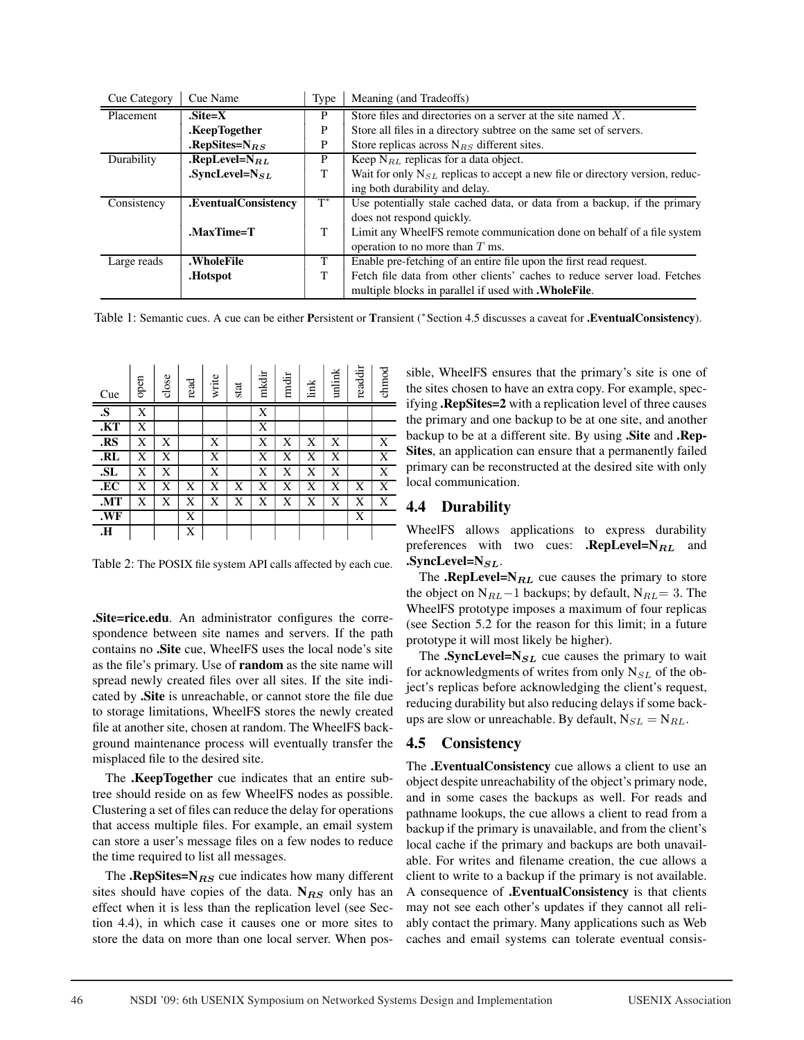| Cue Category | Cue Name | Type | Meaning (and Tradeoffs) |
|---|---|---|---|
| Placement | **.Site=X** | P | Store files and directories on a server at the site named $X$. |
| | **.KeepTogether** | P | Store all files in a directory subtree on the same set of servers. |
| | **.RepSites=N$_{RS}$** | P | Store replicas across $N_{RS}$ different sites. |
| Durability | **.RepLevel=N$_{RL}$** | P | Keep $N_{RL}$ replicas for a data object. |
| | **.SyncLevel=N$_{SL}$** | T | Wait for only $N_{SL}$ replicas to accept a new file or directory version, reducing both durability and delay. |
| Consistency | **.EventualConsistency** | T* | Use potentially stale cached data, or data from a backup, if the primary does not respond quickly. |
| | **.MaxTime=T** | T | Limit any WheelFS remote communication done on behalf of a file system operation to no more than $T$ ms. |
| Large reads | **.WholeFile** | T | Enable pre-fetching of an entire file upon the first read request. |
| | **.Hotspot** | T | Fetch file data from other clients' caches to reduce server load. Fetches multiple blocks in parallel if used with **.WholeFile**. |

Table 1: Semantic cues. A cue can be either **P**ersistent or **T**ransient (*Section 4.5 discusses a caveat for **.EventualConsistency**).

| Cue | open | close | read | write | stat | mkdir | rmdir | link | unlink | readdir | chmod |
|---|---|---|---|---|---|---|---|---|---|---|---|
| **.S** | X | | | | | X | | | | | |
| **.KT** | X | | | | | X | | | | | |
| **.RS** | X | X | | X | | X | X | X | X | | X |
| **.RL** | X | X | | X | | X | X | X | X | | X |
| **.SL** | X | X | | X | | X | X | X | X | | X |
| **.EC** | X | X | X | X | X | X | X | X | X | X | X |
| **.MT** | X | X | X | X | X | X | X | X | X | X | X |
| **.WF** | | | X | | | | | | | X | |
| **.H** | | | X | | | | | | | | |

Table 2: The POSIX file system API calls affected by each cue.

**.Site=rice.edu**. An administrator configures the correspondence between site names and servers. If the path contains no **.Site** cue, WheelFS uses the local node's site as the file's primary. Use of **random** as the site name will spread newly created files over all sites. If the site indicated by **.Site** is unreachable, or cannot store the file due to storage limitations, WheelFS stores the newly created file at another site, chosen at random. The WheelFS background maintenance process will eventually transfer the misplaced file to the desired site.

The **.KeepTogether** cue indicates that an entire subtree should reside on as few WheelFS nodes as possible. Clustering a set of files can reduce the delay for operations that access multiple files. For example, an email system can store a user's message files on a few nodes to reduce the time required to list all messages.

The **.RepSites=N$_{RS}$** cue indicates how many different sites should have copies of the data. **N$_{RS}$** only has an effect when it is less than the replication level (see Section 4.4), in which case it causes one or more sites to store the data on more than one local server. When possible, WheelFS ensures that the primary's site is one of the sites chosen to have an extra copy. For example, specifying **.RepSites=2** with a replication level of three causes the primary and one backup to be at one site, and another backup to be at a different site. By using **.Site** and **.RepSites**, an application can ensure that a permanently failed primary can be reconstructed at the desired site with only local communication.

## 4.4 Durability

WheelFS allows applications to express durability preferences with two cues: **.RepLevel=N$_{RL}$** and **.SyncLevel=N$_{SL}$**.

The **.RepLevel=N$_{RL}$** cue causes the primary to store the object on $N_{RL}-1$ backups; by default, $N_{RL}= 3$. The WheelFS prototype imposes a maximum of four replicas (see Section 5.2 for the reason for this limit; in a future prototype it will most likely be higher).

The **.SyncLevel=N$_{SL}$** cue causes the primary to wait for acknowledgments of writes from only $N_{SL}$ of the object's replicas before acknowledging the client's request, reducing durability but also reducing delays if some backups are slow or unreachable. By default, $N_{SL} = N_{RL}$.

## 4.5 Consistency

The **.EventualConsistency** cue allows a client to use an object despite unreachability of the object's primary node, and in some cases the backups as well. For reads and pathname lookups, the cue allows a client to read from a backup if the primary is unavailable, and from the client's local cache if the primary and backups are both unavailable. For writes and filename creation, the cue allows a client to write to a backup if the primary is not available. A consequence of **.EventualConsistency** is that clients may not see each other's updates if they cannot all reliably contact the primary. Many applications such as Web caches and email systems can tolerate eventual consis-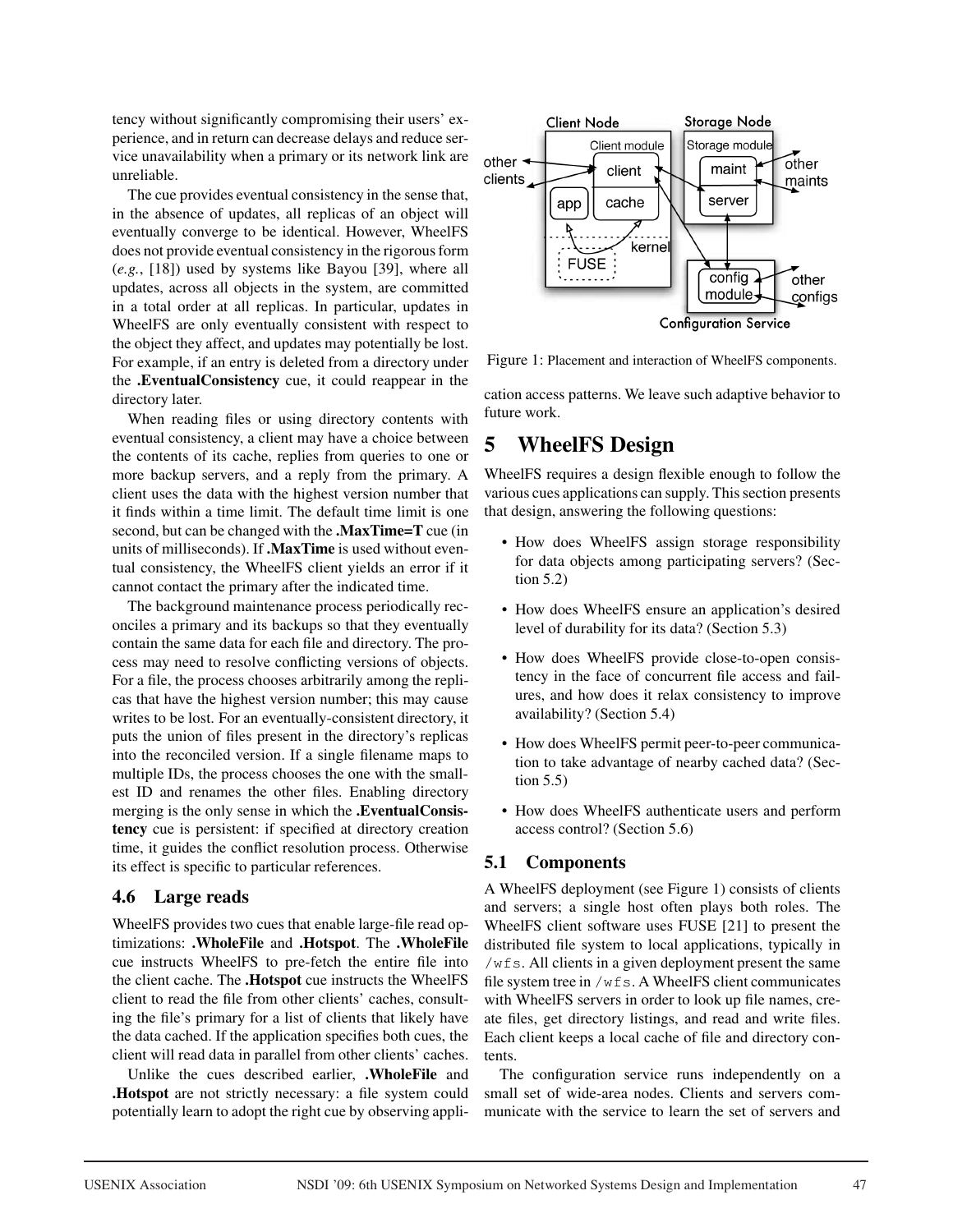tency without significantly compromising their users' experience, and in return can decrease delays and reduce service unavailability when a primary or its network link are unreliable.

The cue provides eventual consistency in the sense that, in the absence of updates, all replicas of an object will eventually converge to be identical. However, WheelFS does not provide eventual consistency in the rigorous form (*e.g.*, [18]) used by systems like Bayou [39], where all updates, across all objects in the system, are committed in a total order at all replicas. In particular, updates in WheelFS are only eventually consistent with respect to the object they affect, and updates may potentially be lost. For example, if an entry is deleted from a directory under the **.EventualConsistency** cue, it could reappear in the directory later.

When reading files or using directory contents with eventual consistency, a client may have a choice between the contents of its cache, replies from queries to one or more backup servers, and a reply from the primary. A client uses the data with the highest version number that it finds within a time limit. The default time limit is one second, but can be changed with the **.MaxTime=T** cue (in units of milliseconds). If **.MaxTime** is used without eventual consistency, the WheelFS client yields an error if it cannot contact the primary after the indicated time.

The background maintenance process periodically reconciles a primary and its backups so that they eventually contain the same data for each file and directory. The process may need to resolve conflicting versions of objects. For a file, the process chooses arbitrarily among the replicas that have the highest version number; this may cause writes to be lost. For an eventually-consistent directory, it puts the union of files present in the directory's replicas into the reconciled version. If a single filename maps to multiple IDs, the process chooses the one with the smallest ID and renames the other files. Enabling directory merging is the only sense in which the **.EventualConsistency** cue is persistent: if specified at directory creation time, it guides the conflict resolution process. Otherwise its effect is specific to particular references.

### 4.6 Large reads

WheelFS provides two cues that enable large-file read optimizations: **.WholeFile** and **.Hotspot**. The **.WholeFile** cue instructs WheelFS to pre-fetch the entire file into the client cache. The **.Hotspot** cue instructs the WheelFS client to read the file from other clients' caches, consulting the file's primary for a list of clients that likely have the data cached. If the application specifies both cues, the client will read data in parallel from other clients' caches.

Unlike the cues described earlier, **.WholeFile** and **.Hotspot** are not strictly necessary: a file system could potentially learn to adopt the right cue by observing application access patterns. We leave such adaptive behavior to future work.

Figure 1: Placement and interaction of WheelFS components.

## 5 WheelFS Design

WheelFS requires a design flexible enough to follow the various cues applications can supply. This section presents that design, answering the following questions:

- How does WheelFS assign storage responsibility for data objects among participating servers? (Section 5.2)
- How does WheelFS ensure an application's desired level of durability for its data? (Section 5.3)
- How does WheelFS provide close-to-open consistency in the face of concurrent file access and failures, and how does it relax consistency to improve availability? (Section 5.4)
- How does WheelFS permit peer-to-peer communication to take advantage of nearby cached data? (Section 5.5)
- How does WheelFS authenticate users and perform access control? (Section 5.6)

### 5.1 Components

A WheelFS deployment (see Figure 1) consists of clients and servers; a single host often plays both roles. The WheelFS client software uses FUSE [21] to present the distributed file system to local applications, typically in `/wfs`. All clients in a given deployment present the same file system tree in `/wfs`. A WheelFS client communicates with WheelFS servers in order to look up file names, create files, get directory listings, and read and write files. Each client keeps a local cache of file and directory contents.

The configuration service runs independently on a small set of wide-area nodes. Clients and servers communicate with the service to learn the set of servers and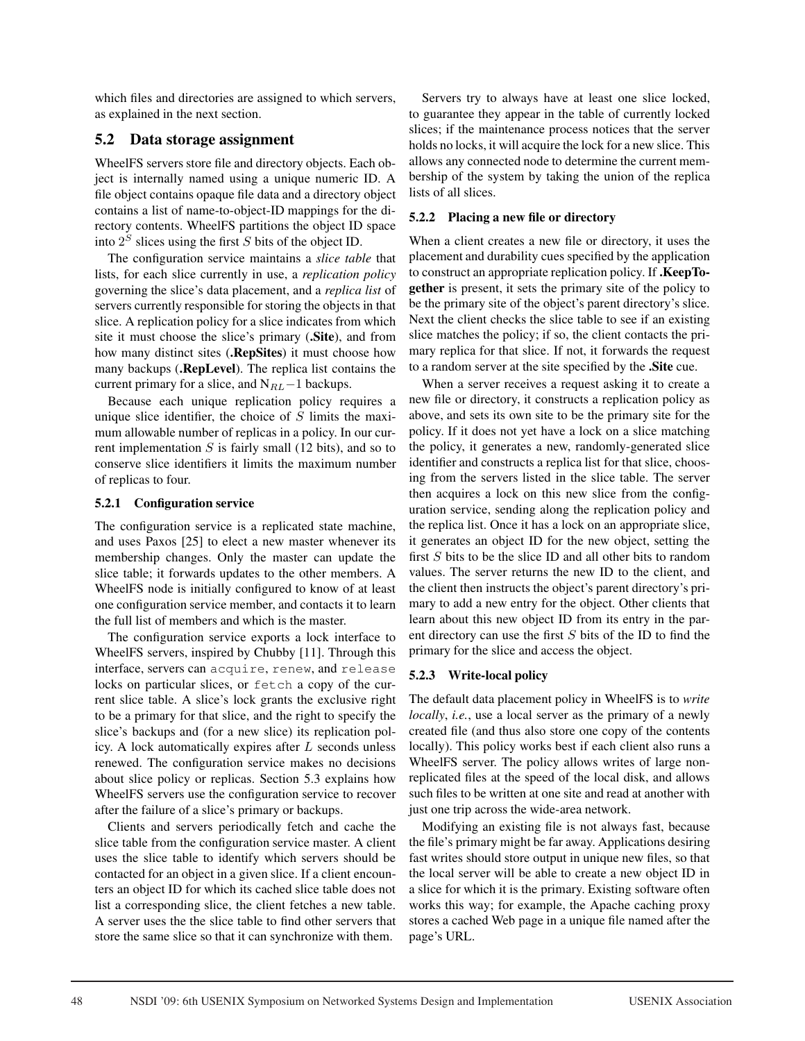which files and directories are assigned to which servers, as explained in the next section.

## 5.2 Data storage assignment

WheelFS servers store file and directory objects. Each object is internally named using a unique numeric ID. A file object contains opaque file data and a directory object contains a list of name-to-object-ID mappings for the directory contents. WheelFS partitions the object ID space into $2^S$ slices using the first $S$ bits of the object ID.

The configuration service maintains a *slice table* that lists, for each slice currently in use, a *replication policy* governing the slice's data placement, and a *replica list* of servers currently responsible for storing the objects in that slice. A replication policy for a slice indicates from which site it must choose the slice's primary (**.Site**), and from how many distinct sites (**.RepSites**) it must choose how many backups (**.RepLevel**). The replica list contains the current primary for a slice, and $N_{RL}-1$ backups.

Because each unique replication policy requires a unique slice identifier, the choice of $S$ limits the maximum allowable number of replicas in a policy. In our current implementation $S$ is fairly small (12 bits), and so to conserve slice identifiers it limits the maximum number of replicas to four.

### 5.2.1 Configuration service

The configuration service is a replicated state machine, and uses Paxos [25] to elect a new master whenever its membership changes. Only the master can update the slice table; it forwards updates to the other members. A WheelFS node is initially configured to know of at least one configuration service member, and contacts it to learn the full list of members and which is the master.

The configuration service exports a lock interface to WheelFS servers, inspired by Chubby [11]. Through this interface, servers can `acquire`, `renew`, and `release` locks on particular slices, or `fetch` a copy of the current slice table. A slice's lock grants the exclusive right to be a primary for that slice, and the right to specify the slice's backups and (for a new slice) its replication policy. A lock automatically expires after $L$ seconds unless renewed. The configuration service makes no decisions about slice policy or replicas. Section 5.3 explains how WheelFS servers use the configuration service to recover after the failure of a slice's primary or backups.

Clients and servers periodically fetch and cache the slice table from the configuration service master. A client uses the slice table to identify which servers should be contacted for an object in a given slice. If a client encounters an object ID for which its cached slice table does not list a corresponding slice, the client fetches a new table. A server uses the the slice table to find other servers that store the same slice so that it can synchronize with them.

Servers try to always have at least one slice locked, to guarantee they appear in the table of currently locked slices; if the maintenance process notices that the server holds no locks, it will acquire the lock for a new slice. This allows any connected node to determine the current membership of the system by taking the union of the replica lists of all slices.

### 5.2.2 Placing a new file or directory

When a client creates a new file or directory, it uses the placement and durability cues specified by the application to construct an appropriate replication policy. If **.KeepTogether** is present, it sets the primary site of the policy to be the primary site of the object's parent directory's slice. Next the client checks the slice table to see if an existing slice matches the policy; if so, the client contacts the primary replica for that slice. If not, it forwards the request to a random server at the site specified by the **.Site** cue.

When a server receives a request asking it to create a new file or directory, it constructs a replication policy as above, and sets its own site to be the primary site for the policy. If it does not yet have a lock on a slice matching the policy, it generates a new, randomly-generated slice identifier and constructs a replica list for that slice, choosing from the servers listed in the slice table. The server then acquires a lock on this new slice from the configuration service, sending along the replication policy and the replica list. Once it has a lock on an appropriate slice, it generates an object ID for the new object, setting the first $S$ bits to be the slice ID and all other bits to random values. The server returns the new ID to the client, and the client then instructs the object's parent directory's primary to add a new entry for the object. Other clients that learn about this new object ID from its entry in the parent directory can use the first $S$ bits of the ID to find the primary for the slice and access the object.

### 5.2.3 Write-local policy

The default data placement policy in WheelFS is to *write locally*, *i.e.*, use a local server as the primary of a newly created file (and thus also store one copy of the contents locally). This policy works best if each client also runs a WheelFS server. The policy allows writes of large non-replicated files at the speed of the local disk, and allows such files to be written at one site and read at another with just one trip across the wide-area network.

Modifying an existing file is not always fast, because the file's primary might be far away. Applications desiring fast writes should store output in unique new files, so that the local server will be able to create a new object ID in a slice for which it is the primary. Existing software often works this way; for example, the Apache caching proxy stores a cached Web page in a unique file named after the page's URL.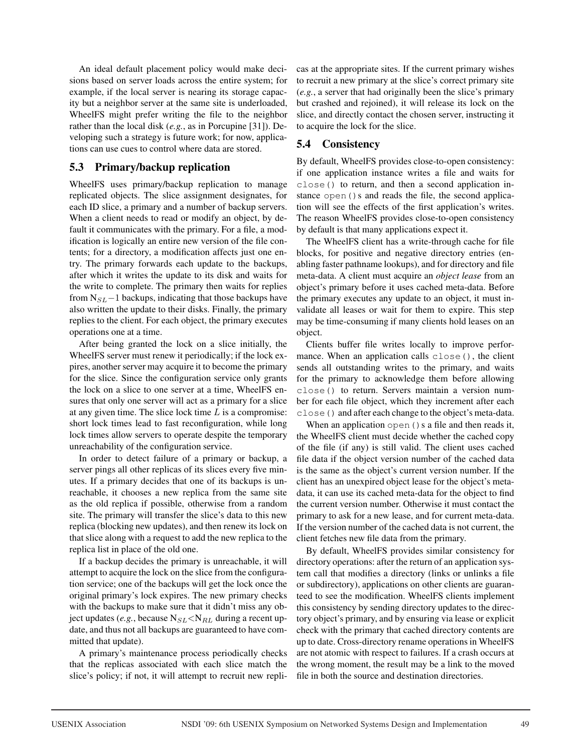An ideal default placement policy would make decisions based on server loads across the entire system; for example, if the local server is nearing its storage capacity but a neighbor server at the same site is underloaded, WheelFS might prefer writing the file to the neighbor rather than the local disk (*e.g.*, as in Porcupine [31]). Developing such a strategy is future work; for now, applications can use cues to control where data are stored.

## 5.3 Primary/backup replication

WheelFS uses primary/backup replication to manage replicated objects. The slice assignment designates, for each ID slice, a primary and a number of backup servers. When a client needs to read or modify an object, by default it communicates with the primary. For a file, a modification is logically an entire new version of the file contents; for a directory, a modification affects just one entry. The primary forwards each update to the backups, after which it writes the update to its disk and waits for the write to complete. The primary then waits for replies from $N_{SL}-1$ backups, indicating that those backups have also written the update to their disks. Finally, the primary replies to the client. For each object, the primary executes operations one at a time.

After being granted the lock on a slice initially, the WheelFS server must renew it periodically; if the lock expires, another server may acquire it to become the primary for the slice. Since the configuration service only grants the lock on a slice to one server at a time, WheelFS ensures that only one server will act as a primary for a slice at any given time. The slice lock time $L$ is a compromise: short lock times lead to fast reconfiguration, while long lock times allow servers to operate despite the temporary unreachability of the configuration service.

In order to detect failure of a primary or backup, a server pings all other replicas of its slices every five minutes. If a primary decides that one of its backups is unreachable, it chooses a new replica from the same site as the old replica if possible, otherwise from a random site. The primary will transfer the slice's data to this new replica (blocking new updates), and then renew its lock on that slice along with a request to add the new replica to the replica list in place of the old one.

If a backup decides the primary is unreachable, it will attempt to acquire the lock on the slice from the configuration service; one of the backups will get the lock once the original primary's lock expires. The new primary checks with the backups to make sure that it didn't miss any object updates (*e.g.*, because $N_{SL}<N_{RL}$ during a recent update, and thus not all backups are guaranteed to have committed that update).

A primary's maintenance process periodically checks that the replicas associated with each slice match the slice's policy; if not, it will attempt to recruit new replicas at the appropriate sites. If the current primary wishes to recruit a new primary at the slice's correct primary site (*e.g.*, a server that had originally been the slice's primary but crashed and rejoined), it will release its lock on the slice, and directly contact the chosen server, instructing it to acquire the lock for the slice.

## 5.4 Consistency

By default, WheelFS provides close-to-open consistency: if one application instance writes a file and waits for `close()` to return, and then a second application instance `open()`s and reads the file, the second application will see the effects of the first application's writes. The reason WheelFS provides close-to-open consistency by default is that many applications expect it.

The WheelFS client has a write-through cache for file blocks, for positive and negative directory entries (enabling faster pathname lookups), and for directory and file meta-data. A client must acquire an *object lease* from an object's primary before it uses cached meta-data. Before the primary executes any update to an object, it must invalidate all leases or wait for them to expire. This step may be time-consuming if many clients hold leases on an object.

Clients buffer file writes locally to improve performance. When an application calls `close()`, the client sends all outstanding writes to the primary, and waits for the primary to acknowledge them before allowing `close()` to return. Servers maintain a version number for each file object, which they increment after each `close()` and after each change to the object's meta-data.

When an application `open()`s a file and then reads it, the WheelFS client must decide whether the cached copy of the file (if any) is still valid. The client uses cached file data if the object version number of the cached data is the same as the object's current version number. If the client has an unexpired object lease for the object's meta-data, it can use its cached meta-data for the object to find the current version number. Otherwise it must contact the primary to ask for a new lease, and for current meta-data. If the version number of the cached data is not current, the client fetches new file data from the primary.

By default, WheelFS provides similar consistency for directory operations: after the return of an application system call that modifies a directory (links or unlinks a file or subdirectory), applications on other clients are guaranteed to see the modification. WheelFS clients implement this consistency by sending directory updates to the directory object's primary, and by ensuring via lease or explicit check with the primary that cached directory contents are up to date. Cross-directory rename operations in WheelFS are not atomic with respect to failures. If a crash occurs at the wrong moment, the result may be a link to the moved file in both the source and destination directories.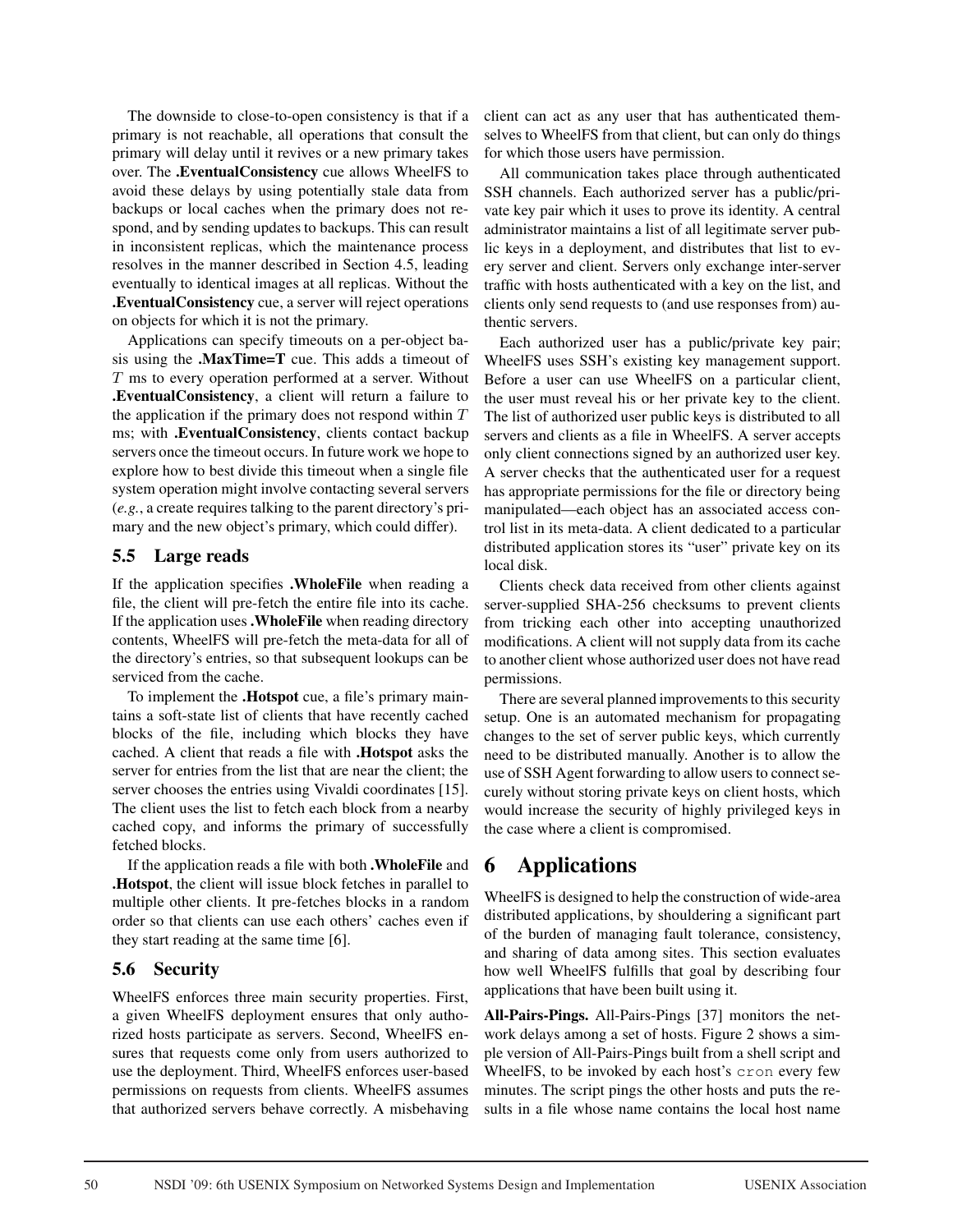The downside to close-to-open consistency is that if a primary is not reachable, all operations that consult the primary will delay until it revives or a new primary takes over. The **.EventualConsistency** cue allows WheelFS to avoid these delays by using potentially stale data from backups or local caches when the primary does not respond, and by sending updates to backups. This can result in inconsistent replicas, which the maintenance process resolves in the manner described in Section 4.5, leading eventually to identical images at all replicas. Without the **.EventualConsistency** cue, a server will reject operations on objects for which it is not the primary.

Applications can specify timeouts on a per-object basis using the **.MaxTime=T** cue. This adds a timeout of $T$ ms to every operation performed at a server. Without **.EventualConsistency**, a client will return a failure to the application if the primary does not respond within $T$ ms; with **.EventualConsistency**, clients contact backup servers once the timeout occurs. In future work we hope to explore how to best divide this timeout when a single file system operation might involve contacting several servers (*e.g.*, a create requires talking to the parent directory's primary and the new object's primary, which could differ).

## 5.5 Large reads

If the application specifies **.WholeFile** when reading a file, the client will pre-fetch the entire file into its cache. If the application uses **.WholeFile** when reading directory contents, WheelFS will pre-fetch the meta-data for all of the directory's entries, so that subsequent lookups can be serviced from the cache.

To implement the **.Hotspot** cue, a file's primary maintains a soft-state list of clients that have recently cached blocks of the file, including which blocks they have cached. A client that reads a file with **.Hotspot** asks the server for entries from the list that are near the client; the server chooses the entries using Vivaldi coordinates [15]. The client uses the list to fetch each block from a nearby cached copy, and informs the primary of successfully fetched blocks.

If the application reads a file with both **.WholeFile** and **.Hotspot**, the client will issue block fetches in parallel to multiple other clients. It pre-fetches blocks in a random order so that clients can use each others' caches even if they start reading at the same time [6].

## 5.6 Security

WheelFS enforces three main security properties. First, a given WheelFS deployment ensures that only authorized hosts participate as servers. Second, WheelFS ensures that requests come only from users authorized to use the deployment. Third, WheelFS enforces user-based permissions on requests from clients. WheelFS assumes that authorized servers behave correctly. A misbehaving client can act as any user that has authenticated themselves to WheelFS from that client, but can only do things for which those users have permission.

All communication takes place through authenticated SSH channels. Each authorized server has a public/private key pair which it uses to prove its identity. A central administrator maintains a list of all legitimate server public keys in a deployment, and distributes that list to every server and client. Servers only exchange inter-server traffic with hosts authenticated with a key on the list, and clients only send requests to (and use responses from) authentic servers.

Each authorized user has a public/private key pair; WheelFS uses SSH's existing key management support. Before a user can use WheelFS on a particular client, the user must reveal his or her private key to the client. The list of authorized user public keys is distributed to all servers and clients as a file in WheelFS. A server accepts only client connections signed by an authorized user key. A server checks that the authenticated user for a request has appropriate permissions for the file or directory being manipulated—each object has an associated access control list in its meta-data. A client dedicated to a particular distributed application stores its "user" private key on its local disk.

Clients check data received from other clients against server-supplied SHA-256 checksums to prevent clients from tricking each other into accepting unauthorized modifications. A client will not supply data from its cache to another client whose authorized user does not have read permissions.

There are several planned improvements to this security setup. One is an automated mechanism for propagating changes to the set of server public keys, which currently need to be distributed manually. Another is to allow the use of SSH Agent forwarding to allow users to connect securely without storing private keys on client hosts, which would increase the security of highly privileged keys in the case where a client is compromised.

# 6 Applications

WheelFS is designed to help the construction of wide-area distributed applications, by shouldering a significant part of the burden of managing fault tolerance, consistency, and sharing of data among sites. This section evaluates how well WheelFS fulfills that goal by describing four applications that have been built using it.

**All-Pairs-Pings.** All-Pairs-Pings [37] monitors the network delays among a set of hosts. Figure 2 shows a simple version of All-Pairs-Pings built from a shell script and WheelFS, to be invoked by each host's `cron` every few minutes. The script pings the other hosts and puts the results in a file whose name contains the local host name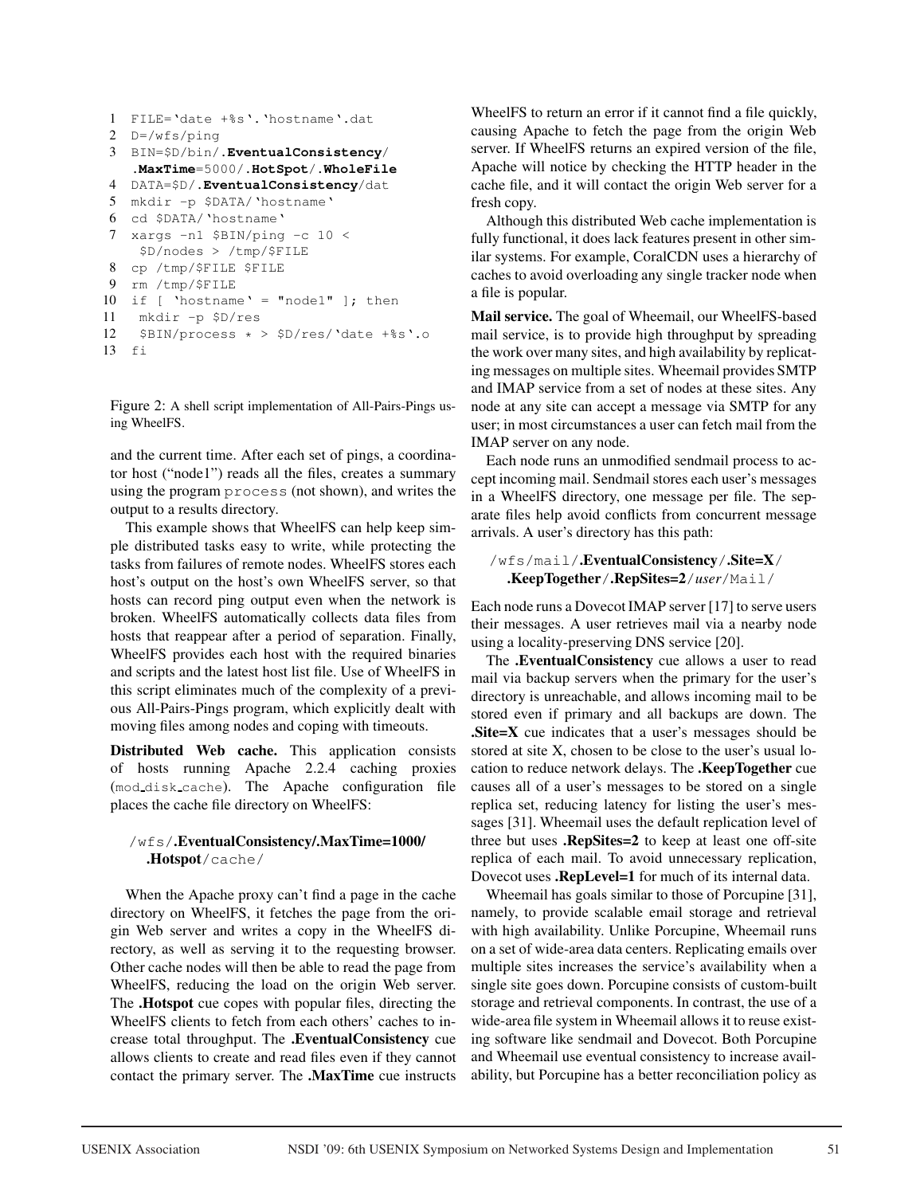```
1  FILE=`date +%s`.`hostname`.dat
2  D=/wfs/ping
3  BIN=$D/bin/.EventualConsistency/
   .MaxTime=5000/.HotSpot/.WholeFile
4  DATA=$D/.EventualConsistency/dat
5  mkdir -p $DATA/`hostname`
6  cd $DATA/`hostname`
7  xargs -n1 $BIN/ping -c 10 <
    $D/nodes > /tmp/$FILE
8  cp /tmp/$FILE $FILE
9  rm /tmp/$FILE
10 if [ `hostname` = "node1" ]; then
11  mkdir -p $D/res
12  $BIN/process * > $D/res/`date +%s`.o
13 fi
```

Figure 2: A shell script implementation of All-Pairs-Pings using WheelFS.

and the current time. After each set of pings, a coordinator host ("node1") reads all the files, creates a summary using the program `process` (not shown), and writes the output to a results directory.

This example shows that WheelFS can help keep simple distributed tasks easy to write, while protecting the tasks from failures of remote nodes. WheelFS stores each host's output on the host's own WheelFS server, so that hosts can record ping output even when the network is broken. WheelFS automatically collects data files from hosts that reappear after a period of separation. Finally, WheelFS provides each host with the required binaries and scripts and the latest host list file. Use of WheelFS in this script eliminates much of the complexity of a previous All-Pairs-Pings program, which explicitly dealt with moving files among nodes and coping with timeouts.

**Distributed Web cache.** This application consists of hosts running Apache 2.2.4 caching proxies (mod_disk_cache). The Apache configuration file places the cache file directory on WheelFS:

/wfs/**.EventualConsistency/.MaxTime=1000/.Hotspot**/cache/

When the Apache proxy can't find a page in the cache directory on WheelFS, it fetches the page from the origin Web server and writes a copy in the WheelFS directory, as well as serving it to the requesting browser. Other cache nodes will then be able to read the page from WheelFS, reducing the load on the origin Web server. The **.Hotspot** cue copes with popular files, directing the WheelFS clients to fetch from each others' caches to increase total throughput. The **.EventualConsistency** cue allows clients to create and read files even if they cannot contact the primary server. The **.MaxTime** cue instructs WheelFS to return an error if it cannot find a file quickly, causing Apache to fetch the page from the origin Web server. If WheelFS returns an expired version of the file, Apache will notice by checking the HTTP header in the cache file, and it will contact the origin Web server for a fresh copy.

Although this distributed Web cache implementation is fully functional, it does lack features present in other similar systems. For example, CoralCDN uses a hierarchy of caches to avoid overloading any single tracker node when a file is popular.

**Mail service.** The goal of Wheemail, our WheelFS-based mail service, is to provide high throughput by spreading the work over many sites, and high availability by replicating messages on multiple sites. Wheemail provides SMTP and IMAP service from a set of nodes at these sites. Any node at any site can accept a message via SMTP for any user; in most circumstances a user can fetch mail from the IMAP server on any node.

Each node runs an unmodified sendmail process to accept incoming mail. Sendmail stores each user's messages in a WheelFS directory, one message per file. The separate files help avoid conflicts from concurrent message arrivals. A user's directory has this path:

/wfs/mail/**.EventualConsistency**/**.Site=X**/**.KeepTogether**/**.RepSites=2**/*user*/Mail/

Each node runs a Dovecot IMAP server [17] to serve users their messages. A user retrieves mail via a nearby node using a locality-preserving DNS service [20].

The **.EventualConsistency** cue allows a user to read mail via backup servers when the primary for the user's directory is unreachable, and allows incoming mail to be stored even if primary and all backups are down. The **.Site=X** cue indicates that a user's messages should be stored at site X, chosen to be close to the user's usual location to reduce network delays. The **.KeepTogether** cue causes all of a user's messages to be stored on a single replica set, reducing latency for listing the user's messages [31]. Wheemail uses the default replication level of three but uses **.RepSites=2** to keep at least one off-site replica of each mail. To avoid unnecessary replication, Dovecot uses **.RepLevel=1** for much of its internal data.

Wheemail has goals similar to those of Porcupine [31], namely, to provide scalable email storage and retrieval with high availability. Unlike Porcupine, Wheemail runs on a set of wide-area data centers. Replicating emails over multiple sites increases the service's availability when a single site goes down. Porcupine consists of custom-built storage and retrieval components. In contrast, the use of a wide-area file system in Wheemail allows it to reuse existing software like sendmail and Dovecot. Both Porcupine and Wheemail use eventual consistency to increase availability, but Porcupine has a better reconciliation policy as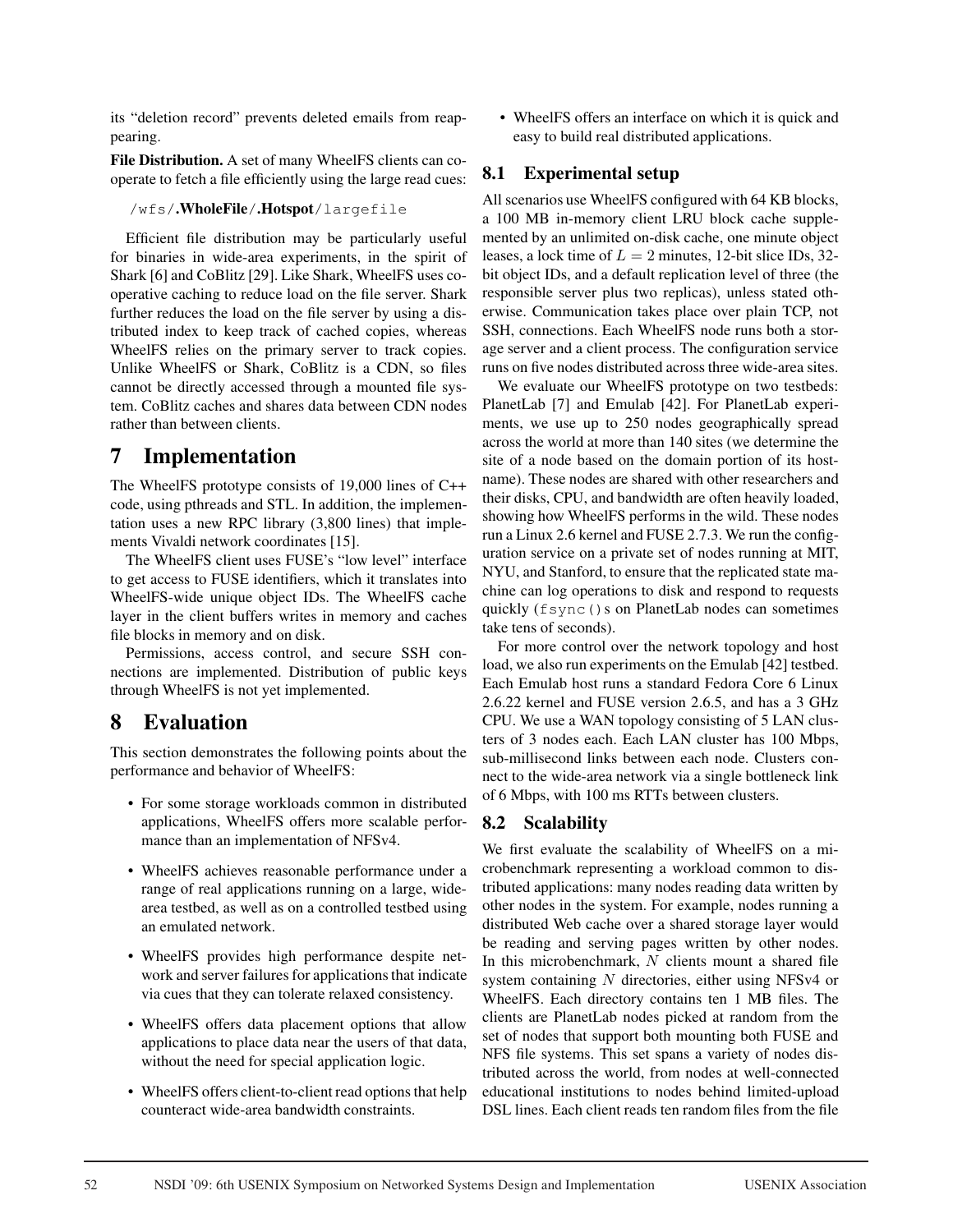its "deletion record" prevents deleted emails from reappearing.

**File Distribution.** A set of many WheelFS clients can cooperate to fetch a file efficiently using the large read cues:

/wfs/**.WholeFile**/**.Hotspot**/largefile

Efficient file distribution may be particularly useful for binaries in wide-area experiments, in the spirit of Shark [6] and CoBlitz [29]. Like Shark, WheelFS uses cooperative caching to reduce load on the file server. Shark further reduces the load on the file server by using a distributed index to keep track of cached copies, whereas WheelFS relies on the primary server to track copies. Unlike WheelFS or Shark, CoBlitz is a CDN, so files cannot be directly accessed through a mounted file system. CoBlitz caches and shares data between CDN nodes rather than between clients.

# 7 Implementation

The WheelFS prototype consists of 19,000 lines of C++ code, using pthreads and STL. In addition, the implementation uses a new RPC library (3,800 lines) that implements Vivaldi network coordinates [15].

The WheelFS client uses FUSE's "low level" interface to get access to FUSE identifiers, which it translates into WheelFS-wide unique object IDs. The WheelFS cache layer in the client buffers writes in memory and caches file blocks in memory and on disk.

Permissions, access control, and secure SSH connections are implemented. Distribution of public keys through WheelFS is not yet implemented.

# 8 Evaluation

This section demonstrates the following points about the performance and behavior of WheelFS:

- For some storage workloads common in distributed applications, WheelFS offers more scalable performance than an implementation of NFSv4.
- WheelFS achieves reasonable performance under a range of real applications running on a large, wide-area testbed, as well as on a controlled testbed using an emulated network.
- WheelFS provides high performance despite network and server failures for applications that indicate via cues that they can tolerate relaxed consistency.
- WheelFS offers data placement options that allow applications to place data near the users of that data, without the need for special application logic.
- WheelFS offers client-to-client read options that help counteract wide-area bandwidth constraints.
- WheelFS offers an interface on which it is quick and easy to build real distributed applications.

## 8.1 Experimental setup

All scenarios use WheelFS configured with 64 KB blocks, a 100 MB in-memory client LRU block cache supplemented by an unlimited on-disk cache, one minute object leases, a lock time of $L = 2$ minutes, 12-bit slice IDs, 32-bit object IDs, and a default replication level of three (the responsible server plus two replicas), unless stated otherwise. Communication takes place over plain TCP, not SSH, connections. Each WheelFS node runs both a storage server and a client process. The configuration service runs on five nodes distributed across three wide-area sites.

We evaluate our WheelFS prototype on two testbeds: PlanetLab [7] and Emulab [42]. For PlanetLab experiments, we use up to 250 nodes geographically spread across the world at more than 140 sites (we determine the site of a node based on the domain portion of its hostname). These nodes are shared with other researchers and their disks, CPU, and bandwidth are often heavily loaded, showing how WheelFS performs in the wild. These nodes run a Linux 2.6 kernel and FUSE 2.7.3. We run the configuration service on a private set of nodes running at MIT, NYU, and Stanford, to ensure that the replicated state machine can log operations to disk and respond to requests quickly (`fsync()`s on PlanetLab nodes can sometimes take tens of seconds).

For more control over the network topology and host load, we also run experiments on the Emulab [42] testbed. Each Emulab host runs a standard Fedora Core 6 Linux 2.6.22 kernel and FUSE version 2.6.5, and has a 3 GHz CPU. We use a WAN topology consisting of 5 LAN clusters of 3 nodes each. Each LAN cluster has 100 Mbps, sub-millisecond links between each node. Clusters connect to the wide-area network via a single bottleneck link of 6 Mbps, with 100 ms RTTs between clusters.

## 8.2 Scalability

We first evaluate the scalability of WheelFS on a microbenchmark representing a workload common to distributed applications: many nodes reading data written by other nodes in the system. For example, nodes running a distributed Web cache over a shared storage layer would be reading and serving pages written by other nodes. In this microbenchmark, $N$ clients mount a shared file system containing $N$ directories, either using NFSv4 or WheelFS. Each directory contains ten 1 MB files. The clients are PlanetLab nodes picked at random from the set of nodes that support both mounting both FUSE and NFS file systems. This set spans a variety of nodes distributed across the world, from nodes at well-connected educational institutions to nodes behind limited-upload DSL lines. Each client reads ten random files from the file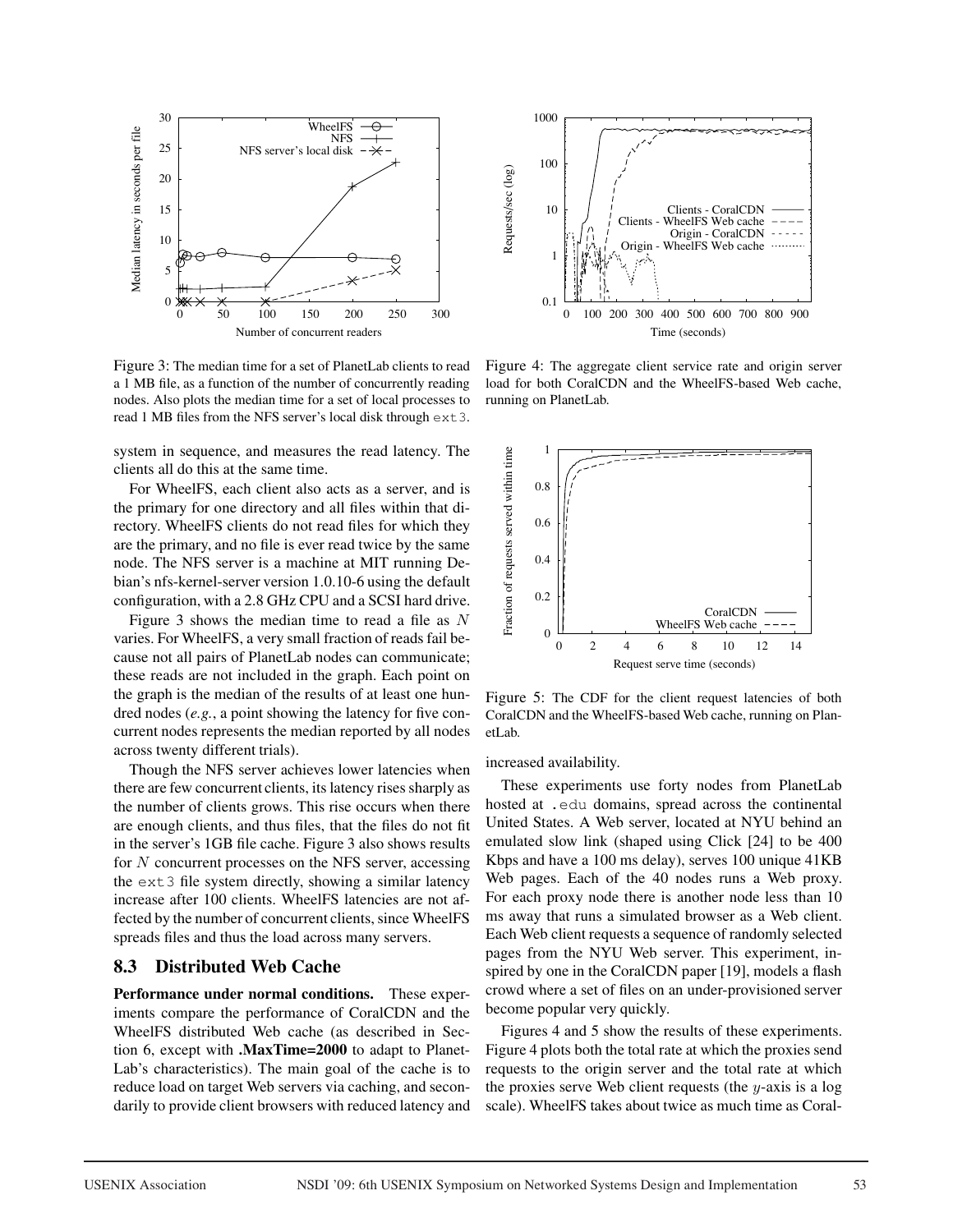Figure 3: The median time for a set of PlanetLab clients to read a 1 MB file, as a function of the number of concurrently reading nodes. Also plots the median time for a set of local processes to read 1 MB files from the NFS server's local disk through ext3.

Figure 4: The aggregate client service rate and origin server load for both CoralCDN and the WheelFS-based Web cache, running on PlanetLab.

system in sequence, and measures the read latency. The clients all do this at the same time.

For WheelFS, each client also acts as a server, and is the primary for one directory and all files within that directory. WheelFS clients do not read files for which they are the primary, and no file is ever read twice by the same node. The NFS server is a machine at MIT running Debian's nfs-kernel-server version 1.0.10-6 using the default configuration, with a 2.8 GHz CPU and a SCSI hard drive.

Figure 3 shows the median time to read a file as $N$ varies. For WheelFS, a very small fraction of reads fail because not all pairs of PlanetLab nodes can communicate; these reads are not included in the graph. Each point on the graph is the median of the results of at least one hundred nodes (*e.g.*, a point showing the latency for five concurrent nodes represents the median reported by all nodes across twenty different trials).

Though the NFS server achieves lower latencies when there are few concurrent clients, its latency rises sharply as the number of clients grows. This rise occurs when there are enough clients, and thus files, that the files do not fit in the server's 1GB file cache. Figure 3 also shows results for $N$ concurrent processes on the NFS server, accessing the ext3 file system directly, showing a similar latency increase after 100 clients. WheelFS latencies are not affected by the number of concurrent clients, since WheelFS spreads files and thus the load across many servers.

## 8.3 Distributed Web Cache

**Performance under normal conditions.** These experiments compare the performance of CoralCDN and the WheelFS distributed Web cache (as described in Section 6, except with **.MaxTime=2000** to adapt to PlanetLab's characteristics). The main goal of the cache is to reduce load on target Web servers via caching, and secondarily to provide client browsers with reduced latency and increased availability.

Figure 5: The CDF for the client request latencies of both CoralCDN and the WheelFS-based Web cache, running on PlanetLab.

These experiments use forty nodes from PlanetLab hosted at .edu domains, spread across the continental United States. A Web server, located at NYU behind an emulated slow link (shaped using Click [24] to be 400 Kbps and have a 100 ms delay), serves 100 unique 41KB Web pages. Each of the 40 nodes runs a Web proxy. For each proxy node there is another node less than 10 ms away that runs a simulated browser as a Web client. Each Web client requests a sequence of randomly selected pages from the NYU Web server. This experiment, inspired by one in the CoralCDN paper [19], models a flash crowd where a set of files on an under-provisioned server become popular very quickly.

Figures 4 and 5 show the results of these experiments. Figure 4 plots both the total rate at which the proxies send requests to the origin server and the total rate at which the proxies serve Web client requests (the $y$-axis is a log scale). WheelFS takes about twice as much time as Coral-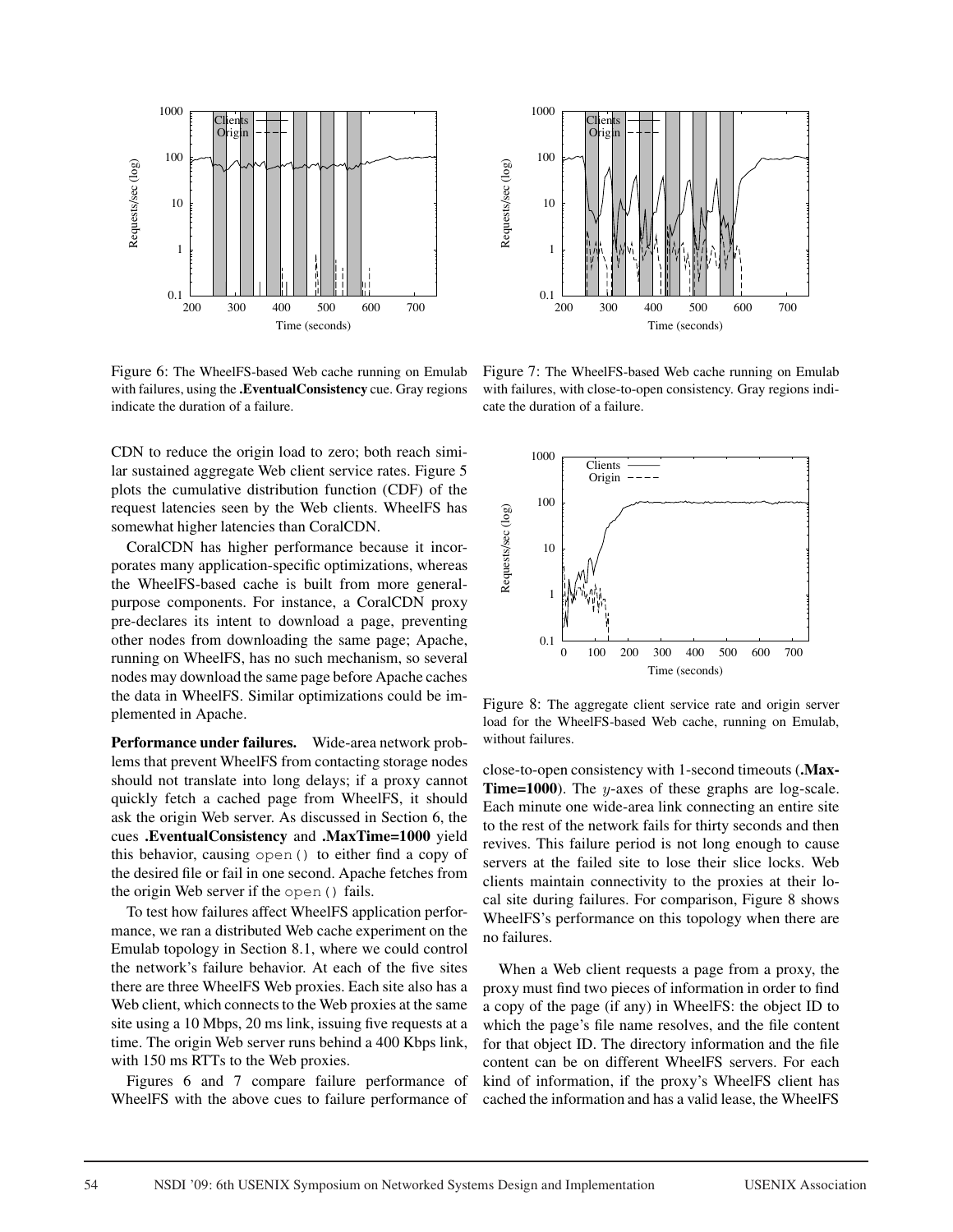Figure 6: The WheelFS-based Web cache running on Emulab with failures, using the **.EventualConsistency** cue. Gray regions indicate the duration of a failure.

Figure 7: The WheelFS-based Web cache running on Emulab with failures, with close-to-open consistency. Gray regions indicate the duration of a failure.

CDN to reduce the origin load to zero; both reach similar sustained aggregate Web client service rates. Figure 5 plots the cumulative distribution function (CDF) of the request latencies seen by the Web clients. WheelFS has somewhat higher latencies than CoralCDN.

CoralCDN has higher performance because it incorporates many application-specific optimizations, whereas the WheelFS-based cache is built from more general-purpose components. For instance, a CoralCDN proxy pre-declares its intent to download a page, preventing other nodes from downloading the same page; Apache, running on WheelFS, has no such mechanism, so several nodes may download the same page before Apache caches the data in WheelFS. Similar optimizations could be implemented in Apache.

**Performance under failures.** Wide-area network problems that prevent WheelFS from contacting storage nodes should not translate into long delays; if a proxy cannot quickly fetch a cached page from WheelFS, it should ask the origin Web server. As discussed in Section 6, the cues **.EventualConsistency** and **.MaxTime=1000** yield this behavior, causing `open()` to either find a copy of the desired file or fail in one second. Apache fetches from the origin Web server if the `open()` fails.

To test how failures affect WheelFS application performance, we ran a distributed Web cache experiment on the Emulab topology in Section 8.1, where we could control the network's failure behavior. At each of the five sites there are three WheelFS Web proxies. Each site also has a Web client, which connects to the Web proxies at the same site using a 10 Mbps, 20 ms link, issuing five requests at a time. The origin Web server runs behind a 400 Kbps link, with 150 ms RTTs to the Web proxies.

Figures 6 and 7 compare failure performance of WheelFS with the above cues to failure performance of close-to-open consistency with 1-second timeouts (**.MaxTime=1000**). The $y$-axes of these graphs are log-scale. Each minute one wide-area link connecting an entire site to the rest of the network fails for thirty seconds and then revives. This failure period is not long enough to cause servers at the failed site to lose their slice locks. Web clients maintain connectivity to the proxies at their local site during failures. For comparison, Figure 8 shows WheelFS's performance on this topology when there are no failures.

Figure 8: The aggregate client service rate and origin server load for the WheelFS-based Web cache, running on Emulab, without failures.

When a Web client requests a page from a proxy, the proxy must find two pieces of information in order to find a copy of the page (if any) in WheelFS: the object ID to which the page's file name resolves, and the file content for that object ID. The directory information and the file content can be on different WheelFS servers. For each kind of information, if the proxy's WheelFS client has cached the information and has a valid lease, the WheelFS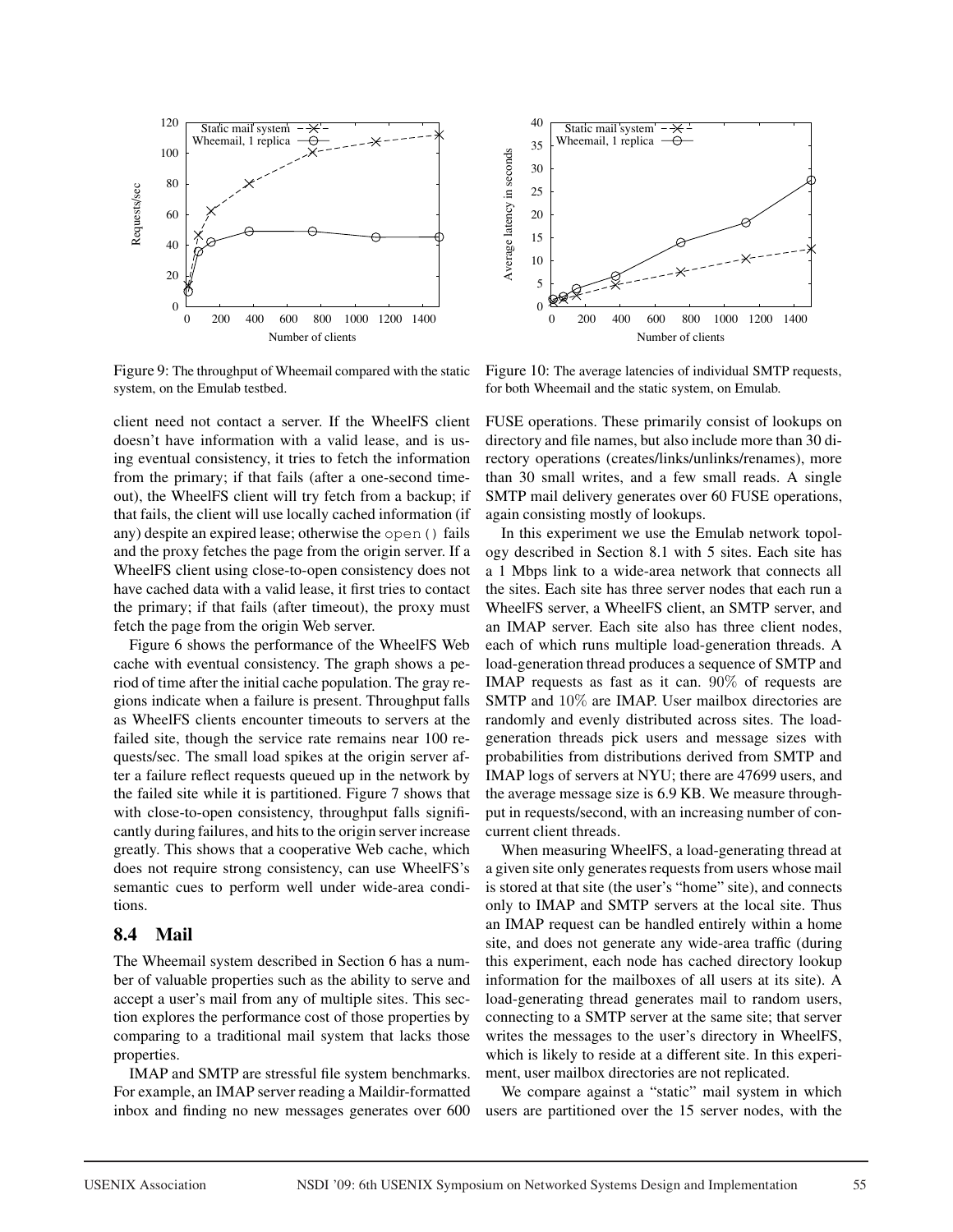Figure 9: The throughput of Wheemail compared with the static system, on the Emulab testbed.

Figure 10: The average latencies of individual SMTP requests, for both Wheemail and the static system, on Emulab.

client need not contact a server. If the WheelFS client doesn't have information with a valid lease, and is using eventual consistency, it tries to fetch the information from the primary; if that fails (after a one-second timeout), the WheelFS client will try fetch from a backup; if that fails, the client will use locally cached information (if any) despite an expired lease; otherwise the `open()` fails and the proxy fetches the page from the origin server. If a WheelFS client using close-to-open consistency does not have cached data with a valid lease, it first tries to contact the primary; if that fails (after timeout), the proxy must fetch the page from the origin Web server.

Figure 6 shows the performance of the WheelFS Web cache with eventual consistency. The graph shows a period of time after the initial cache population. The gray regions indicate when a failure is present. Throughput falls as WheelFS clients encounter timeouts to servers at the failed site, though the service rate remains near 100 requests/sec. The small load spikes at the origin server after a failure reflect requests queued up in the network by the failed site while it is partitioned. Figure 7 shows that with close-to-open consistency, throughput falls significantly during failures, and hits to the origin server increase greatly. This shows that a cooperative Web cache, which does not require strong consistency, can use WheelFS's semantic cues to perform well under wide-area conditions.

### 8.4 Mail

The Wheemail system described in Section 6 has a number of valuable properties such as the ability to serve and accept a user's mail from any of multiple sites. This section explores the performance cost of those properties by comparing to a traditional mail system that lacks those properties.

IMAP and SMTP are stressful file system benchmarks. For example, an IMAP server reading a Maildir-formatted inbox and finding no new messages generates over 600 FUSE operations. These primarily consist of lookups on directory and file names, but also include more than 30 directory operations (creates/links/unlinks/renames), more than 30 small writes, and a few small reads. A single SMTP mail delivery generates over 60 FUSE operations, again consisting mostly of lookups.

In this experiment we use the Emulab network topology described in Section 8.1 with 5 sites. Each site has a 1 Mbps link to a wide-area network that connects all the sites. Each site has three server nodes that each run a WheelFS server, a WheelFS client, an SMTP server, and an IMAP server. Each site also has three client nodes, each of which runs multiple load-generation threads. A load-generation thread produces a sequence of SMTP and IMAP requests as fast as it can. 90% of requests are SMTP and 10% are IMAP. User mailbox directories are randomly and evenly distributed across sites. The load-generation threads pick users and message sizes with probabilities from distributions derived from SMTP and IMAP logs of servers at NYU; there are 47699 users, and the average message size is 6.9 KB. We measure throughput in requests/second, with an increasing number of concurrent client threads.

When measuring WheelFS, a load-generating thread at a given site only generates requests from users whose mail is stored at that site (the user's "home" site), and connects only to IMAP and SMTP servers at the local site. Thus an IMAP request can be handled entirely within a home site, and does not generate any wide-area traffic (during this experiment, each node has cached directory lookup information for the mailboxes of all users at its site). A load-generating thread generates mail to random users, connecting to a SMTP server at the same site; that server writes the messages to the user's directory in WheelFS, which is likely to reside at a different site. In this experiment, user mailbox directories are not replicated.

We compare against a "static" mail system in which users are partitioned over the 15 server nodes, with the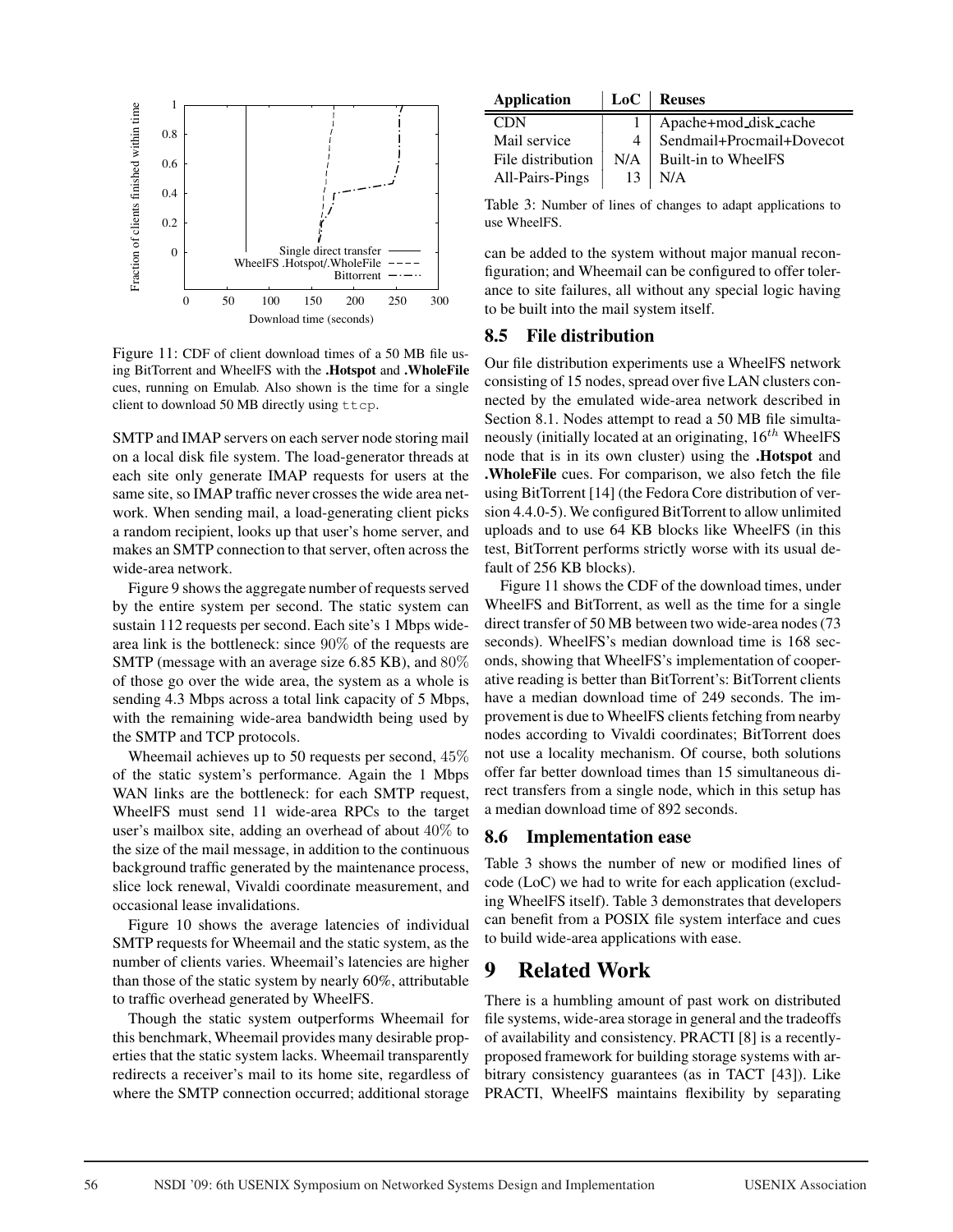Figure 11: CDF of client download times of a 50 MB file using BitTorrent and WheelFS with the **.Hotspot** and **.WholeFile** cues, running on Emulab. Also shown is the time for a single client to download 50 MB directly using `ttcp`.

SMTP and IMAP servers on each server node storing mail on a local disk file system. The load-generator threads at each site only generate IMAP requests for users at the same site, so IMAP traffic never crosses the wide area network. When sending mail, a load-generating client picks a random recipient, looks up that user's home server, and makes an SMTP connection to that server, often across the wide-area network.

Figure 9 shows the aggregate number of requests served by the entire system per second. The static system can sustain 112 requests per second. Each site's 1 Mbps wide-area link is the bottleneck: since 90% of the requests are SMTP (message with an average size 6.85 KB), and 80% of those go over the wide area, the system as a whole is sending 4.3 Mbps across a total link capacity of 5 Mbps, with the remaining wide-area bandwidth being used by the SMTP and TCP protocols.

Wheemail achieves up to 50 requests per second, 45% of the static system's performance. Again the 1 Mbps WAN links are the bottleneck: for each SMTP request, WheelFS must send 11 wide-area RPCs to the target user's mailbox site, adding an overhead of about 40% to the size of the mail message, in addition to the continuous background traffic generated by the maintenance process, slice lock renewal, Vivaldi coordinate measurement, and occasional lease invalidations.

Figure 10 shows the average latencies of individual SMTP requests for Wheemail and the static system, as the number of clients varies. Wheemail's latencies are higher than those of the static system by nearly 60%, attributable to traffic overhead generated by WheelFS.

Though the static system outperforms Wheemail for this benchmark, Wheemail provides many desirable properties that the static system lacks. Wheemail transparently redirects a receiver's mail to its home site, regardless of where the SMTP connection occurred; additional storage can be added to the system without major manual reconfiguration; and Wheemail can be configured to offer tolerance to site failures, all without any special logic having to be built into the mail system itself.

| Application | LoC | Reuses |
|---|---|---|
| CDN | 1 | Apache+mod_disk_cache |
| Mail service | 4 | Sendmail+Procmail+Dovecot |
| File distribution | N/A | Built-in to WheelFS |
| All-Pairs-Pings | 13 | N/A |

Table 3: Number of lines of changes to adapt applications to use WheelFS.

## 8.5 File distribution

Our file distribution experiments use a WheelFS network consisting of 15 nodes, spread over five LAN clusters connected by the emulated wide-area network described in Section 8.1. Nodes attempt to read a 50 MB file simultaneously (initially located at an originating, $16^{th}$ WheelFS node that is in its own cluster) using the **.Hotspot** and **.WholeFile** cues. For comparison, we also fetch the file using BitTorrent [14] (the Fedora Core distribution of version 4.4.0-5). We configured BitTorrent to allow unlimited uploads and to use 64 KB blocks like WheelFS (in this test, BitTorrent performs strictly worse with its usual default of 256 KB blocks).

Figure 11 shows the CDF of the download times, under WheelFS and BitTorrent, as well as the time for a single direct transfer of 50 MB between two wide-area nodes (73 seconds). WheelFS's median download time is 168 seconds, showing that WheelFS's implementation of cooperative reading is better than BitTorrent's: BitTorrent clients have a median download time of 249 seconds. The improvement is due to WheelFS clients fetching from nearby nodes according to Vivaldi coordinates; BitTorrent does not use a locality mechanism. Of course, both solutions offer far better download times than 15 simultaneous direct transfers from a single node, which in this setup has a median download time of 892 seconds.

## 8.6 Implementation ease

Table 3 shows the number of new or modified lines of code (LoC) we had to write for each application (excluding WheelFS itself). Table 3 demonstrates that developers can benefit from a POSIX file system interface and cues to build wide-area applications with ease.

# 9 Related Work

There is a humbling amount of past work on distributed file systems, wide-area storage in general and the tradeoffs of availability and consistency. PRACTI [8] is a recently-proposed framework for building storage systems with arbitrary consistency guarantees (as in TACT [43]). Like PRACTI, WheelFS maintains flexibility by separating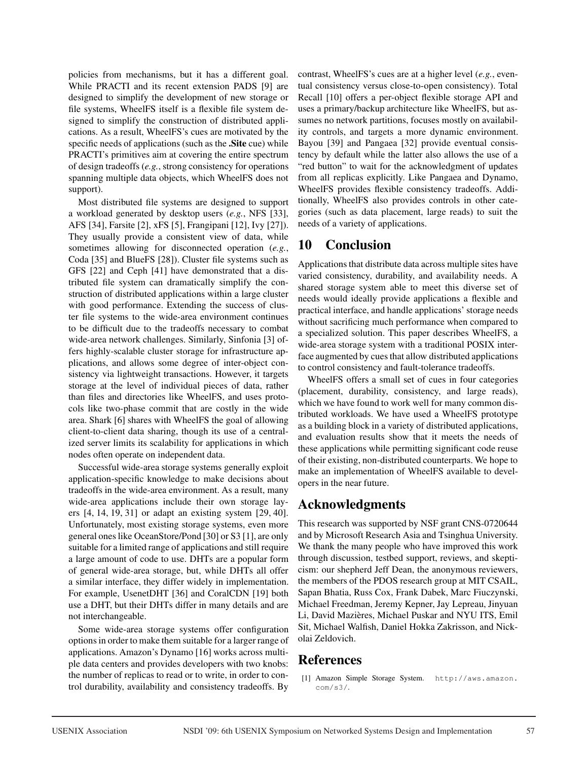policies from mechanisms, but it has a different goal. While PRACTI and its recent extension PADS [9] are designed to simplify the development of new storage or file systems, WheelFS itself is a flexible file system designed to simplify the construction of distributed applications. As a result, WheelFS's cues are motivated by the specific needs of applications (such as the **.Site** cue) while PRACTI's primitives aim at covering the entire spectrum of design tradeoffs (*e.g.*, strong consistency for operations spanning multiple data objects, which WheelFS does not support).

Most distributed file systems are designed to support a workload generated by desktop users (*e.g.*, NFS [33], AFS [34], Farsite [2], xFS [5], Frangipani [12], Ivy [27]). They usually provide a consistent view of data, while sometimes allowing for disconnected operation (*e.g.*, Coda [35] and BlueFS [28]). Cluster file systems such as GFS [22] and Ceph [41] have demonstrated that a distributed file system can dramatically simplify the construction of distributed applications within a large cluster with good performance. Extending the success of cluster file systems to the wide-area environment continues to be difficult due to the tradeoffs necessary to combat wide-area network challenges. Similarly, Sinfonia [3] offers highly-scalable cluster storage for infrastructure applications, and allows some degree of inter-object consistency via lightweight transactions. However, it targets storage at the level of individual pieces of data, rather than files and directories like WheelFS, and uses protocols like two-phase commit that are costly in the wide area. Shark [6] shares with WheelFS the goal of allowing client-to-client data sharing, though its use of a centralized server limits its scalability for applications in which nodes often operate on independent data.

Successful wide-area storage systems generally exploit application-specific knowledge to make decisions about tradeoffs in the wide-area environment. As a result, many wide-area applications include their own storage layers [4, 14, 19, 31] or adapt an existing system [29, 40]. Unfortunately, most existing storage systems, even more general ones like OceanStore/Pond [30] or S3 [1], are only suitable for a limited range of applications and still require a large amount of code to use. DHTs are a popular form of general wide-area storage, but, while DHTs all offer a similar interface, they differ widely in implementation. For example, UsenetDHT [36] and CoralCDN [19] both use a DHT, but their DHTs differ in many details and are not interchangeable.

Some wide-area storage systems offer configuration options in order to make them suitable for a larger range of applications. Amazon's Dynamo [16] works across multiple data centers and provides developers with two knobs: the number of replicas to read or to write, in order to control durability, availability and consistency tradeoffs. By contrast, WheelFS's cues are at a higher level (*e.g.*, eventual consistency versus close-to-open consistency). Total Recall [10] offers a per-object flexible storage API and uses a primary/backup architecture like WheelFS, but assumes no network partitions, focuses mostly on availability controls, and targets a more dynamic environment. Bayou [39] and Pangaea [32] provide eventual consistency by default while the latter also allows the use of a "red button" to wait for the acknowledgment of updates from all replicas explicitly. Like Pangaea and Dynamo, WheelFS provides flexible consistency tradeoffs. Additionally, WheelFS also provides controls in other categories (such as data placement, large reads) to suit the needs of a variety of applications.

# 10 Conclusion

Applications that distribute data across multiple sites have varied consistency, durability, and availability needs. A shared storage system able to meet this diverse set of needs would ideally provide applications a flexible and practical interface, and handle applications' storage needs without sacrificing much performance when compared to a specialized solution. This paper describes WheelFS, a wide-area storage system with a traditional POSIX interface augmented by cues that allow distributed applications to control consistency and fault-tolerance tradeoffs.

WheelFS offers a small set of cues in four categories (placement, durability, consistency, and large reads), which we have found to work well for many common distributed workloads. We have used a WheelFS prototype as a building block in a variety of distributed applications, and evaluation results show that it meets the needs of these applications while permitting significant code reuse of their existing, non-distributed counterparts. We hope to make an implementation of WheelFS available to developers in the near future.

# Acknowledgments

This research was supported by NSF grant CNS-0720644 and by Microsoft Research Asia and Tsinghua University. We thank the many people who have improved this work through discussion, testbed support, reviews, and skepticism: our shepherd Jeff Dean, the anonymous reviewers, the members of the PDOS research group at MIT CSAIL, Sapan Bhatia, Russ Cox, Frank Dabek, Marc Fiuczynski, Michael Freedman, Jeremy Kepner, Jay Lepreau, Jinyuan Li, David Mazières, Michael Puskar and NYU ITS, Emil Sit, Michael Walfish, Daniel Hokka Zakrisson, and Nickolai Zeldovich.

# References

[1] Amazon Simple Storage System. http://aws.amazon.com/s3/.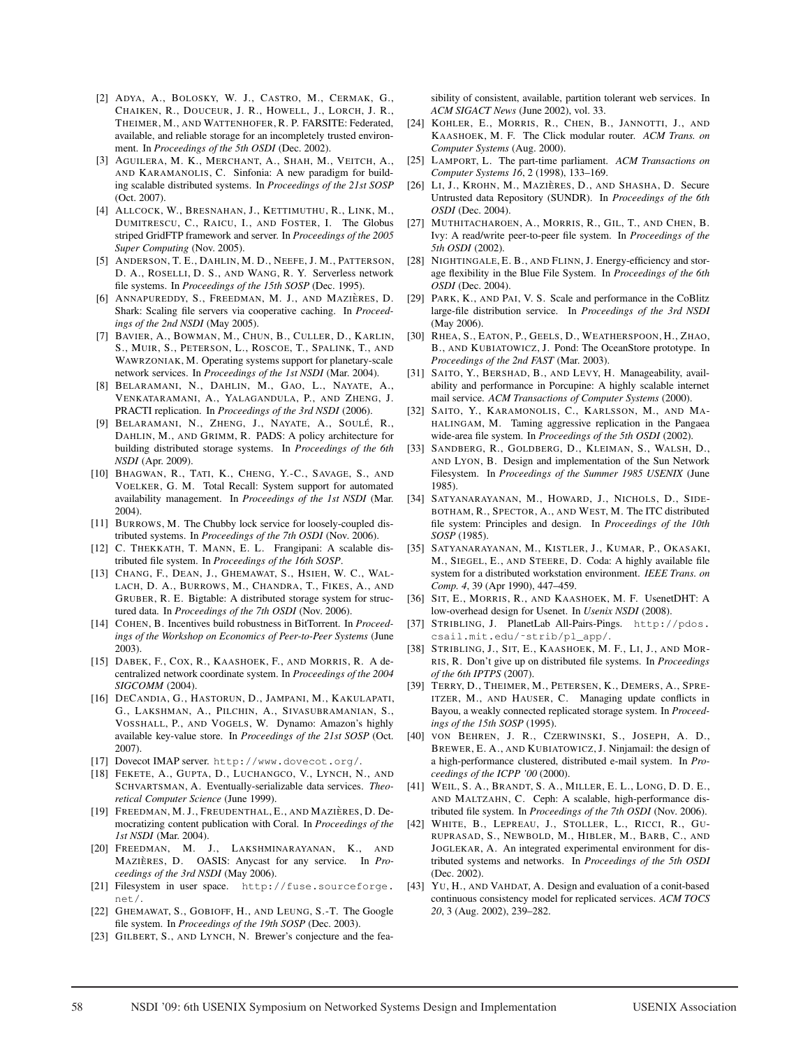[2] ADYA, A., BOLOSKY, W. J., CASTRO, M., CERMAK, G., CHAIKEN, R., DOUCEUR, J. R., HOWELL, J., LORCH, J. R., THEIMER, M., AND WATTENHOFER, R. P. FARSITE: Federated, available, and reliable storage for an incompletely trusted environment. In *Proceedings of the 5th OSDI* (Dec. 2002).

[3] AGUILERA, M. K., MERCHANT, A., SHAH, M., VEITCH, A., AND KARAMANOLIS, C. Sinfonia: A new paradigm for building scalable distributed systems. In *Proceedings of the 21st SOSP* (Oct. 2007).

[4] ALLCOCK, W., BRESNAHAN, J., KETTIMUTHU, R., LINK, M., DUMITRESCU, C., RAICU, I., AND FOSTER, I. The Globus striped GridFTP framework and server. In *Proceedings of the 2005 Super Computing* (Nov. 2005).

[5] ANDERSON, T. E., DAHLIN, M. D., NEEFE, J. M., PATTERSON, D. A., ROSELLI, D. S., AND WANG, R. Y. Serverless network file systems. In *Proceedings of the 15th SOSP* (Dec. 1995).

[6] ANNAPUREDDY, S., FREEDMAN, M. J., AND MAZIÈRES, D. Shark: Scaling file servers via cooperative caching. In *Proceedings of the 2nd NSDI* (May 2005).

[7] BAVIER, A., BOWMAN, M., CHUN, B., CULLER, D., KARLIN, S., MUIR, S., PETERSON, L., ROSCOE, T., SPALINK, T., AND WAWRZONIAK, M. Operating systems support for planetary-scale network services. In *Proceedings of the 1st NSDI* (Mar. 2004).

[8] BELARAMANI, N., DAHLIN, M., GAO, L., NAYATE, A., VENKATARAMANI, A., YALAGANDULA, P., AND ZHENG, J. PRACTI replication. In *Proceedings of the 3rd NSDI* (2006).

[9] BELARAMANI, N., ZHENG, J., NAYATE, A., SOULÉ, R., DAHLIN, M., AND GRIMM, R. PADS: A policy architecture for building distributed storage systems. In *Proceedings of the 6th NSDI* (Apr. 2009).

[10] BHAGWAN, R., TATI, K., CHENG, Y.-C., SAVAGE, S., AND VOELKER, G. M. Total Recall: System support for automated availability management. In *Proceedings of the 1st NSDI* (Mar. 2004).

[11] BURROWS, M. The Chubby lock service for loosely-coupled distributed systems. In *Proceedings of the 7th OSDI* (Nov. 2006).

[12] C. THEKKATH, T. MANN, E. L. Frangipani: A scalable distributed file system. In *Proceedings of the 16th SOSP*.

[13] CHANG, F., DEAN, J., GHEMAWAT, S., HSIEH, W. C., WALLACH, D. A., BURROWS, M., CHANDRA, T., FIKES, A., AND GRUBER, R. E. Bigtable: A distributed storage system for structured data. In *Proceedings of the 7th OSDI* (Nov. 2006).

[14] COHEN, B. Incentives build robustness in BitTorrent. In *Proceedings of the Workshop on Economics of Peer-to-Peer Systems* (June 2003).

[15] DABEK, F., COX, R., KAASHOEK, F., AND MORRIS, R. A decentralized network coordinate system. In *Proceedings of the 2004 SIGCOMM* (2004).

[16] DECANDIA, G., HASTORUN, D., JAMPANI, M., KAKULAPATI, G., LAKSHMAN, A., PILCHIN, A., SIVASUBRAMANIAN, S., VOSSHALL, P., AND VOGELS, W. Dynamo: Amazon's highly available key-value store. In *Proceedings of the 21st SOSP* (Oct. 2007).

[17] Dovecot IMAP server. `http://www.dovecot.org/`.

[18] FEKETE, A., GUPTA, D., LUCHANGCO, V., LYNCH, N., AND SCHVARTSMAN, A. Eventually-serializable data services. *Theoretical Computer Science* (June 1999).

[19] FREEDMAN, M. J., FREUDENTHAL, E., AND MAZIÈRES, D. Democratizing content publication with Coral. In *Proceedings of the 1st NSDI* (Mar. 2004).

[20] FREEDMAN, M. J., LAKSHMINARAYANAN, K., AND MAZIÈRES, D. OASIS: Anycast for any service. In *Proceedings of the 3rd NSDI* (May 2006).

[21] Filesystem in user space. `http://fuse.sourceforge.net/`.

[22] GHEMAWAT, S., GOBIOFF, H., AND LEUNG, S.-T. The Google file system. In *Proceedings of the 19th SOSP* (Dec. 2003).

[23] GILBERT, S., AND LYNCH, N. Brewer's conjecture and the feasibility of consistent, available, partition tolerant web services. In *ACM SIGACT News* (June 2002), vol. 33.

[24] KOHLER, E., MORRIS, R., CHEN, B., JANNOTTI, J., AND KAASHOEK, M. F. The Click modular router. *ACM Trans. on Computer Systems* (Aug. 2000).

[25] LAMPORT, L. The part-time parliament. *ACM Transactions on Computer Systems 16*, 2 (1998), 133–169.

[26] LI, J., KROHN, M., MAZIÈRES, D., AND SHASHA, D. Secure Untrusted data Repository (SUNDR). In *Proceedings of the 6th OSDI* (Dec. 2004).

[27] MUTHITACHAROEN, A., MORRIS, R., GIL, T., AND CHEN, B. Ivy: A read/write peer-to-peer file system. In *Proceedings of the 5th OSDI* (2002).

[28] NIGHTINGALE, E. B., AND FLINN, J. Energy-efficiency and storage flexibility in the Blue File System. In *Proceedings of the 6th OSDI* (Dec. 2004).

[29] PARK, K., AND PAI, V. S. Scale and performance in the CoBlitz large-file distribution service. In *Proceedings of the 3rd NSDI* (May 2006).

[30] RHEA, S., EATON, P., GEELS, D., WEATHERSPOON, H., ZHAO, B., AND KUBIATOWICZ, J. Pond: The OceanStore prototype. In *Proceedings of the 2nd FAST* (Mar. 2003).

[31] SAITO, Y., BERSHAD, B., AND LEVY, H. Manageability, availability and performance in Porcupine: A highly scalable internet mail service. *ACM Transactions of Computer Systems* (2000).

[32] SAITO, Y., KARAMONOLIS, C., KARLSSON, M., AND MAHALINGAM, M. Taming aggressive replication in the Pangaea wide-area file system. In *Proceedings of the 5th OSDI* (2002).

[33] SANDBERG, R., GOLDBERG, D., KLEIMAN, S., WALSH, D., AND LYON, B. Design and implementation of the Sun Network Filesystem. In *Proceedings of the Summer 1985 USENIX* (June 1985).

[34] SATYANARAYANAN, M., HOWARD, J., NICHOLS, D., SIDEBOTHAM, R., SPECTOR, A., AND WEST, M. The ITC distributed file system: Principles and design. In *Proceedings of the 10th SOSP* (1985).

[35] SATYANARAYANAN, M., KISTLER, J., KUMAR, P., OKASAKI, M., SIEGEL, E., AND STEERE, D. Coda: A highly available file system for a distributed workstation environment. *IEEE Trans. on Comp. 4*, 39 (Apr 1990), 447–459.

[36] SIT, E., MORRIS, R., AND KAASHOEK, M. F. UsenetDHT: A low-overhead design for Usenet. In *Usenix NSDI* (2008).

[37] STRIBLING, J. PlanetLab All-Pairs-Pings. `http://pdos.csail.mit.edu/~strib/pl_app/`.

[38] STRIBLING, J., SIT, E., KAASHOEK, M. F., LI, J., AND MORRIS, R. Don't give up on distributed file systems. In *Proceedings of the 6th IPTPS* (2007).

[39] TERRY, D., THEIMER, M., PETERSEN, K., DEMERS, A., SPREITZER, M., AND HAUSER, C. Managing update conflicts in Bayou, a weakly connected replicated storage system. In *Proceedings of the 15th SOSP* (1995).

[40] VON BEHREN, J. R., CZERWINSKI, S., JOSEPH, A. D., BREWER, E. A., AND KUBIATOWICZ, J. Ninjamail: the design of a high-performance clustered, distributed e-mail system. In *Proceedings of the ICPP '00* (2000).

[41] WEIL, S. A., BRANDT, S. A., MILLER, E. L., LONG, D. D. E., AND MALTZAHN, C. Ceph: A scalable, high-performance distributed file system. In *Proceedings of the 7th OSDI* (Nov. 2006).

[42] WHITE, B., LEPREAU, J., STOLLER, L., RICCI, R., GURUPRASAD, S., NEWBOLD, M., HIBLER, M., BARB, C., AND JOGLEKAR, A. An integrated experimental environment for distributed systems and networks. In *Proceedings of the 5th OSDI* (Dec. 2002).

[43] YU, H., AND VAHDAT, A. Design and evaluation of a conit-based continuous consistency model for replicated services. *ACM TOCS 20*, 3 (Aug. 2002), 239–282.